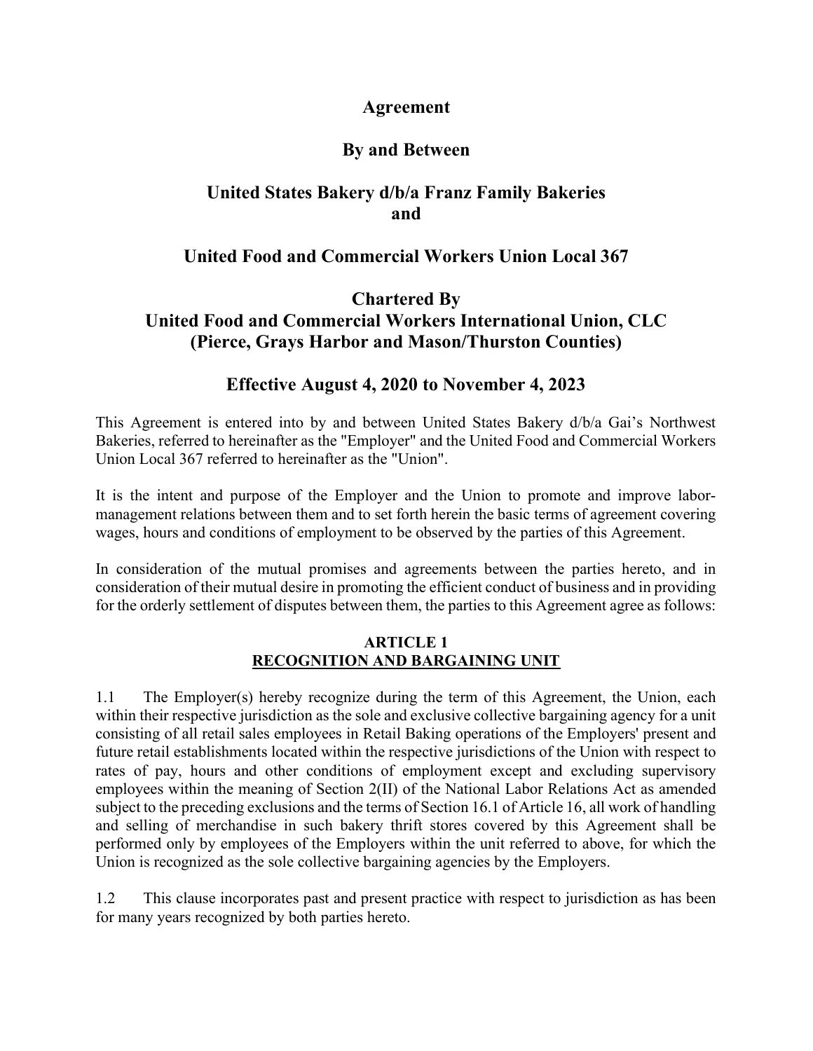# Agreement

## By and Between

## United States Bakery d/b/a Franz Family Bakeries and

## United Food and Commercial Workers Union Local 367

## Chartered By United Food and Commercial Workers International Union, CLC (Pierce, Grays Harbor and Mason/Thurston Counties)

## Effective August 4, 2020 to November 4, 2023

This Agreement is entered into by and between United States Bakery d/b/a Gai's Northwest Bakeries, referred to hereinafter as the "Employer" and the United Food and Commercial Workers Union Local 367 referred to hereinafter as the "Union".

It is the intent and purpose of the Employer and the Union to promote and improve labor-management relations between them and to set forth herein the basic terms of agreement covering wages, hours and conditions of employment to be observed by the parties of this Agreement.

In consideration of the mutual promises and agreements between the parties hereto, and in consideration of their mutual desire in promoting the efficient conduct of business and in providing for the orderly settlement of disputes between them, the parties to this Agreement agree as follows:

### ARTICLE 1
### RECOGNITION AND BARGAINING UNIT

1.1 The Employer(s) hereby recognize during the term of this Agreement, the Union, each within their respective jurisdiction as the sole and exclusive collective bargaining agency for a unit consisting of all retail sales employees in Retail Baking operations of the Employers' present and future retail establishments located within the respective jurisdictions of the Union with respect to rates of pay, hours and other conditions of employment except and excluding supervisory employees within the meaning of Section 2(II) of the National Labor Relations Act as amended subject to the preceding exclusions and the terms of Section 16.1 of Article 16, all work of handling and selling of merchandise in such bakery thrift stores covered by this Agreement shall be performed only by employees of the Employers within the unit referred to above, for which the Union is recognized as the sole collective bargaining agencies by the Employers.

1.2 This clause incorporates past and present practice with respect to jurisdiction as has been for many years recognized by both parties hereto.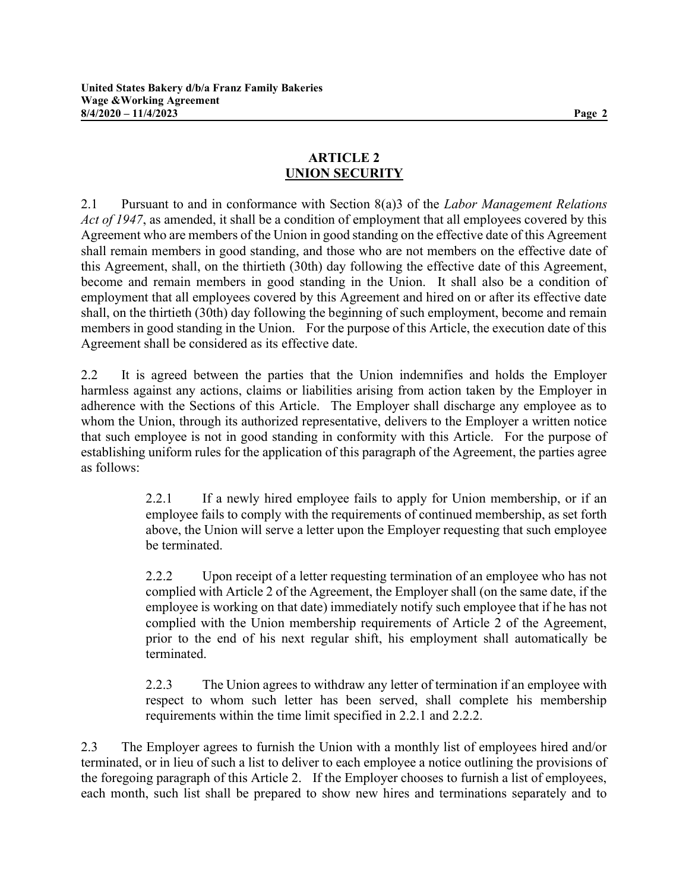## ARTICLE 2
## UNION SECURITY

2.1 Pursuant to and in conformance with Section 8(a)3 of the *Labor Management Relations Act of 1947*, as amended, it shall be a condition of employment that all employees covered by this Agreement who are members of the Union in good standing on the effective date of this Agreement shall remain members in good standing, and those who are not members on the effective date of this Agreement, shall, on the thirtieth (30th) day following the effective date of this Agreement, become and remain members in good standing in the Union. It shall also be a condition of employment that all employees covered by this Agreement and hired on or after its effective date shall, on the thirtieth (30th) day following the beginning of such employment, become and remain members in good standing in the Union. For the purpose of this Article, the execution date of this Agreement shall be considered as its effective date.

2.2 It is agreed between the parties that the Union indemnifies and holds the Employer harmless against any actions, claims or liabilities arising from action taken by the Employer in adherence with the Sections of this Article. The Employer shall discharge any employee as to whom the Union, through its authorized representative, delivers to the Employer a written notice that such employee is not in good standing in conformity with this Article. For the purpose of establishing uniform rules for the application of this paragraph of the Agreement, the parties agree as follows:

> 2.2.1 If a newly hired employee fails to apply for Union membership, or if an employee fails to comply with the requirements of continued membership, as set forth above, the Union will serve a letter upon the Employer requesting that such employee be terminated.
>
> 2.2.2 Upon receipt of a letter requesting termination of an employee who has not complied with Article 2 of the Agreement, the Employer shall (on the same date, if the employee is working on that date) immediately notify such employee that if he has not complied with the Union membership requirements of Article 2 of the Agreement, prior to the end of his next regular shift, his employment shall automatically be terminated.
>
> 2.2.3 The Union agrees to withdraw any letter of termination if an employee with respect to whom such letter has been served, shall complete his membership requirements within the time limit specified in 2.2.1 and 2.2.2.

2.3 The Employer agrees to furnish the Union with a monthly list of employees hired and/or terminated, or in lieu of such a list to deliver to each employee a notice outlining the provisions of the foregoing paragraph of this Article 2. If the Employer chooses to furnish a list of employees, each month, such list shall be prepared to show new hires and terminations separately and to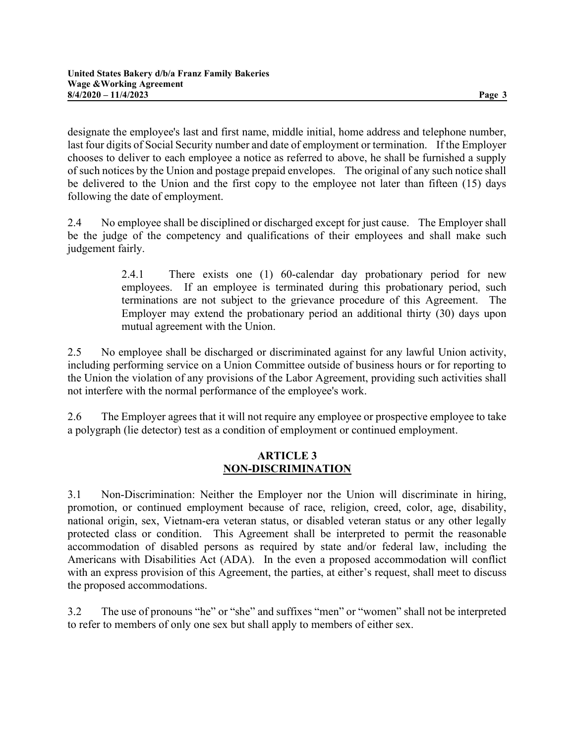designate the employee's last and first name, middle initial, home address and telephone number, last four digits of Social Security number and date of employment or termination. If the Employer chooses to deliver to each employee a notice as referred to above, he shall be furnished a supply of such notices by the Union and postage prepaid envelopes. The original of any such notice shall be delivered to the Union and the first copy to the employee not later than fifteen (15) days following the date of employment.

2.4 No employee shall be disciplined or discharged except for just cause. The Employer shall be the judge of the competency and qualifications of their employees and shall make such judgement fairly.

> 2.4.1 There exists one (1) 60-calendar day probationary period for new employees. If an employee is terminated during this probationary period, such terminations are not subject to the grievance procedure of this Agreement. The Employer may extend the probationary period an additional thirty (30) days upon mutual agreement with the Union.

2.5 No employee shall be discharged or discriminated against for any lawful Union activity, including performing service on a Union Committee outside of business hours or for reporting to the Union the violation of any provisions of the Labor Agreement, providing such activities shall not interfere with the normal performance of the employee's work.

2.6 The Employer agrees that it will not require any employee or prospective employee to take a polygraph (lie detector) test as a condition of employment or continued employment.

## ARTICLE 3
## NON-DISCRIMINATION

3.1 Non-Discrimination: Neither the Employer nor the Union will discriminate in hiring, promotion, or continued employment because of race, religion, creed, color, age, disability, national origin, sex, Vietnam-era veteran status, or disabled veteran status or any other legally protected class or condition. This Agreement shall be interpreted to permit the reasonable accommodation of disabled persons as required by state and/or federal law, including the Americans with Disabilities Act (ADA). In the even a proposed accommodation will conflict with an express provision of this Agreement, the parties, at either's request, shall meet to discuss the proposed accommodations.

3.2 The use of pronouns "he" or "she" and suffixes "men" or "women" shall not be interpreted to refer to members of only one sex but shall apply to members of either sex.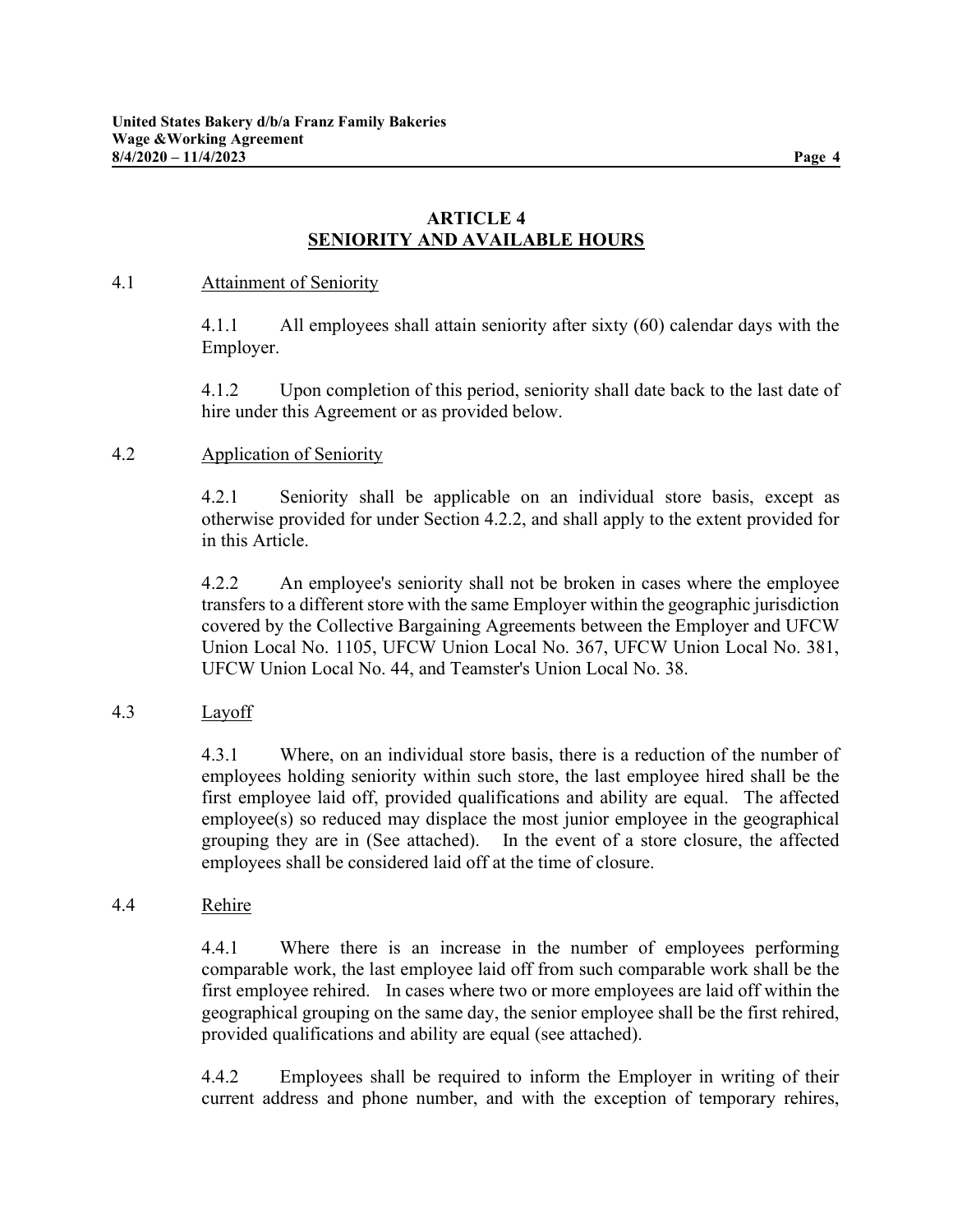## ARTICLE 4
## SENIORITY AND AVAILABLE HOURS

4.1 Attainment of Seniority

4.1.1 All employees shall attain seniority after sixty (60) calendar days with the Employer.

4.1.2 Upon completion of this period, seniority shall date back to the last date of hire under this Agreement or as provided below.

4.2 Application of Seniority

4.2.1 Seniority shall be applicable on an individual store basis, except as otherwise provided for under Section 4.2.2, and shall apply to the extent provided for in this Article.

4.2.2 An employee's seniority shall not be broken in cases where the employee transfers to a different store with the same Employer within the geographic jurisdiction covered by the Collective Bargaining Agreements between the Employer and UFCW Union Local No. 1105, UFCW Union Local No. 367, UFCW Union Local No. 381, UFCW Union Local No. 44, and Teamster's Union Local No. 38.

4.3 Layoff

4.3.1 Where, on an individual store basis, there is a reduction of the number of employees holding seniority within such store, the last employee hired shall be the first employee laid off, provided qualifications and ability are equal. The affected employee(s) so reduced may displace the most junior employee in the geographical grouping they are in (See attached). In the event of a store closure, the affected employees shall be considered laid off at the time of closure.

4.4 Rehire

4.4.1 Where there is an increase in the number of employees performing comparable work, the last employee laid off from such comparable work shall be the first employee rehired. In cases where two or more employees are laid off within the geographical grouping on the same day, the senior employee shall be the first rehired, provided qualifications and ability are equal (see attached).

4.4.2 Employees shall be required to inform the Employer in writing of their current address and phone number, and with the exception of temporary rehires,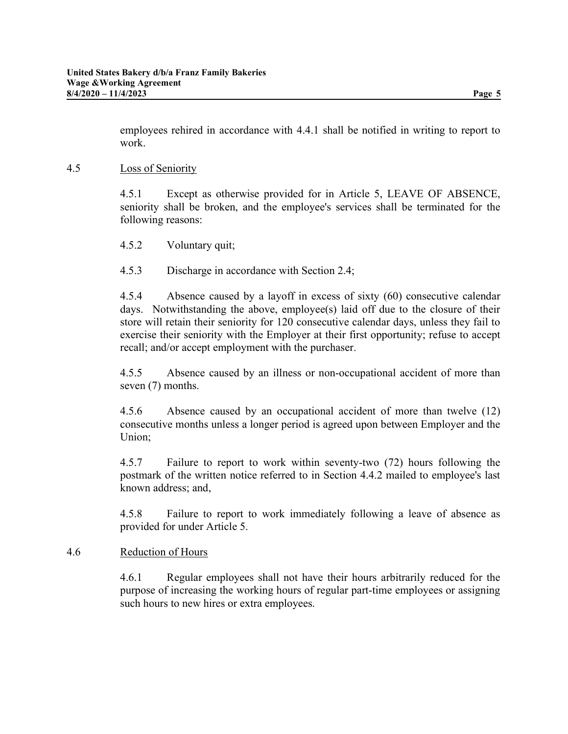employees rehired in accordance with 4.4.1 shall be notified in writing to report to work.

4.5 Loss of Seniority

4.5.1 Except as otherwise provided for in Article 5, LEAVE OF ABSENCE, seniority shall be broken, and the employee's services shall be terminated for the following reasons:

4.5.2 Voluntary quit;

4.5.3 Discharge in accordance with Section 2.4;

4.5.4 Absence caused by a layoff in excess of sixty (60) consecutive calendar days. Notwithstanding the above, employee(s) laid off due to the closure of their store will retain their seniority for 120 consecutive calendar days, unless they fail to exercise their seniority with the Employer at their first opportunity; refuse to accept recall; and/or accept employment with the purchaser.

4.5.5 Absence caused by an illness or non-occupational accident of more than seven (7) months.

4.5.6 Absence caused by an occupational accident of more than twelve (12) consecutive months unless a longer period is agreed upon between Employer and the Union;

4.5.7 Failure to report to work within seventy-two (72) hours following the postmark of the written notice referred to in Section 4.4.2 mailed to employee's last known address; and,

4.5.8 Failure to report to work immediately following a leave of absence as provided for under Article 5.

4.6 Reduction of Hours

4.6.1 Regular employees shall not have their hours arbitrarily reduced for the purpose of increasing the working hours of regular part-time employees or assigning such hours to new hires or extra employees.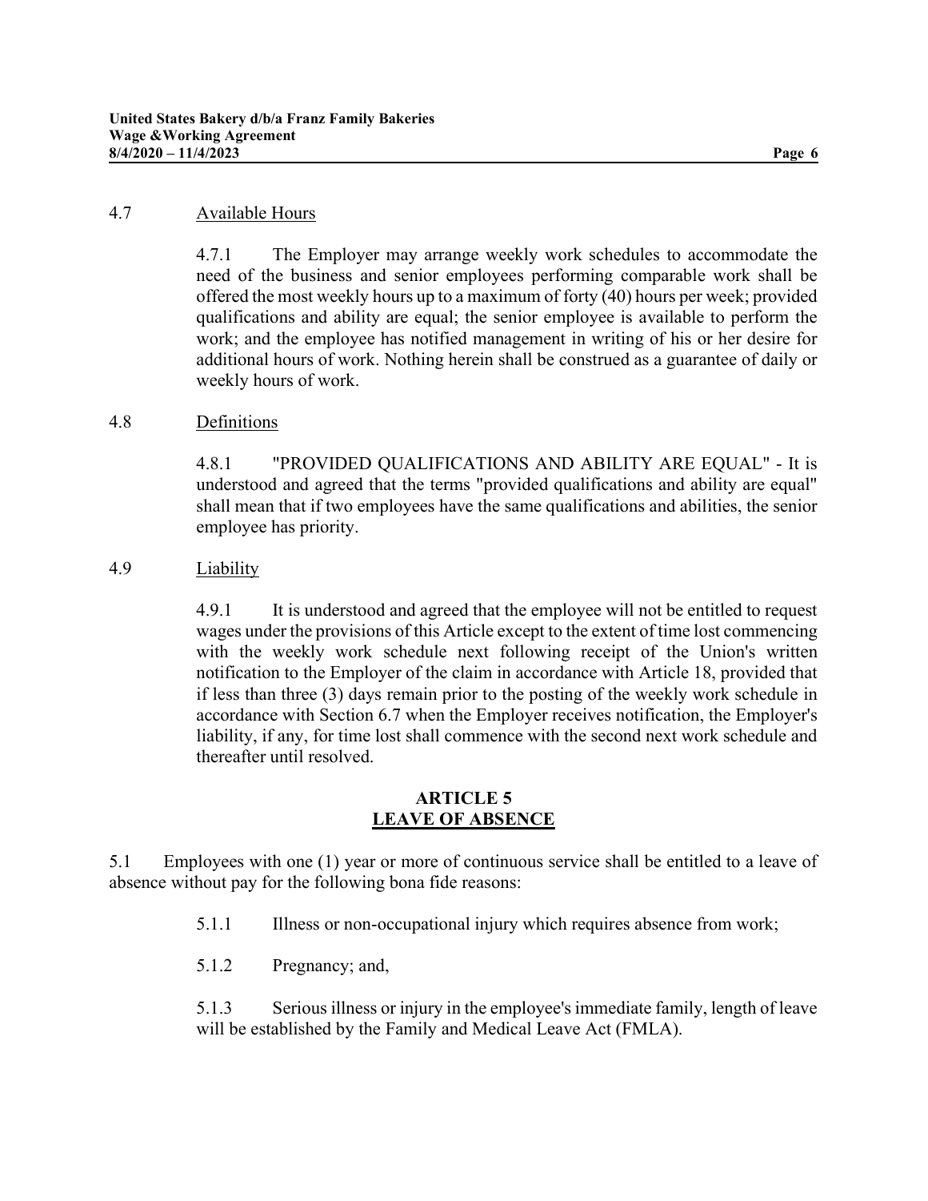4.7 Available Hours

4.7.1 The Employer may arrange weekly work schedules to accommodate the need of the business and senior employees performing comparable work shall be offered the most weekly hours up to a maximum of forty (40) hours per week; provided qualifications and ability are equal; the senior employee is available to perform the work; and the employee has notified management in writing of his or her desire for additional hours of work. Nothing herein shall be construed as a guarantee of daily or weekly hours of work.

4.8 Definitions

4.8.1 "PROVIDED QUALIFICATIONS AND ABILITY ARE EQUAL" - It is understood and agreed that the terms "provided qualifications and ability are equal" shall mean that if two employees have the same qualifications and abilities, the senior employee has priority.

4.9 Liability

4.9.1 It is understood and agreed that the employee will not be entitled to request wages under the provisions of this Article except to the extent of time lost commencing with the weekly work schedule next following receipt of the Union's written notification to the Employer of the claim in accordance with Article 18, provided that if less than three (3) days remain prior to the posting of the weekly work schedule in accordance with Section 6.7 when the Employer receives notification, the Employer's liability, if any, for time lost shall commence with the second next work schedule and thereafter until resolved.

## ARTICLE 5
## LEAVE OF ABSENCE

5.1 Employees with one (1) year or more of continuous service shall be entitled to a leave of absence without pay for the following bona fide reasons:

5.1.1 Illness or non-occupational injury which requires absence from work;

5.1.2 Pregnancy; and,

5.1.3 Serious illness or injury in the employee's immediate family, length of leave will be established by the Family and Medical Leave Act (FMLA).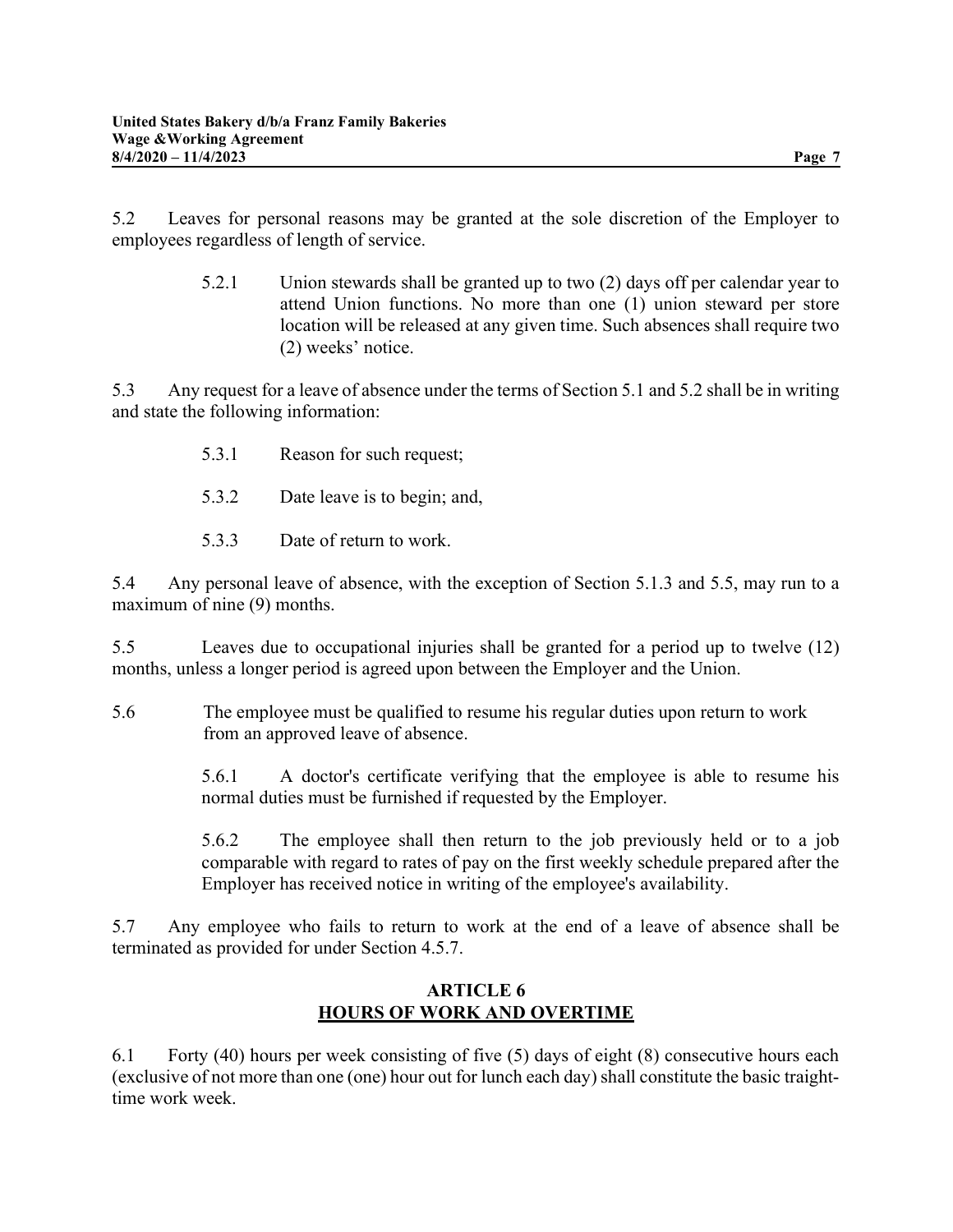5.2 Leaves for personal reasons may be granted at the sole discretion of the Employer to employees regardless of length of service.

> 5.2.1 Union stewards shall be granted up to two (2) days off per calendar year to attend Union functions. No more than one (1) union steward per store location will be released at any given time. Such absences shall require two (2) weeks' notice.

5.3 Any request for a leave of absence under the terms of Section 5.1 and 5.2 shall be in writing and state the following information:

> 5.3.1 Reason for such request;
>
> 5.3.2 Date leave is to begin; and,
>
> 5.3.3 Date of return to work.

5.4 Any personal leave of absence, with the exception of Section 5.1.3 and 5.5, may run to a maximum of nine (9) months.

5.5 Leaves due to occupational injuries shall be granted for a period up to twelve (12) months, unless a longer period is agreed upon between the Employer and the Union.

5.6 The employee must be qualified to resume his regular duties upon return to work from an approved leave of absence.

> 5.6.1 A doctor's certificate verifying that the employee is able to resume his normal duties must be furnished if requested by the Employer.
>
> 5.6.2 The employee shall then return to the job previously held or to a job comparable with regard to rates of pay on the first weekly schedule prepared after the Employer has received notice in writing of the employee's availability.

5.7 Any employee who fails to return to work at the end of a leave of absence shall be terminated as provided for under Section 4.5.7.

## ARTICLE 6
## HOURS OF WORK AND OVERTIME

6.1 Forty (40) hours per week consisting of five (5) days of eight (8) consecutive hours each (exclusive of not more than one (one) hour out for lunch each day) shall constitute the basic traight-time work week.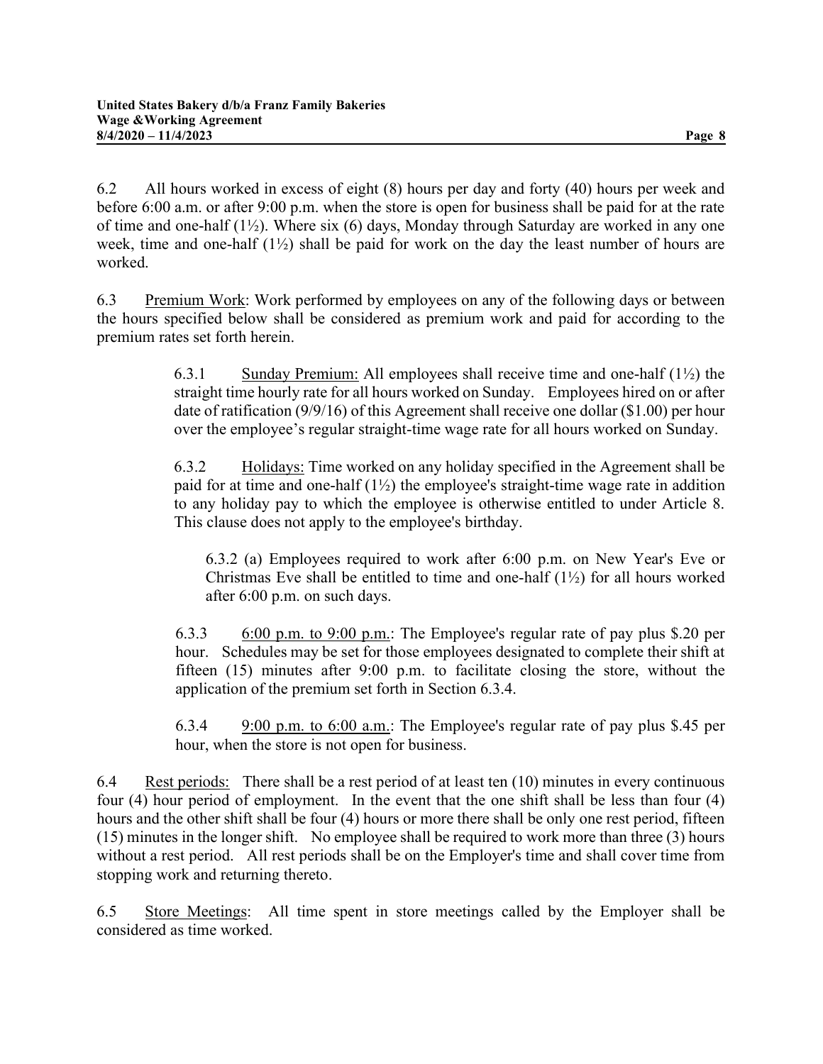6.2 All hours worked in excess of eight (8) hours per day and forty (40) hours per week and before 6:00 a.m. or after 9:00 p.m. when the store is open for business shall be paid for at the rate of time and one-half (1½). Where six (6) days, Monday through Saturday are worked in any one week, time and one-half (1½) shall be paid for work on the day the least number of hours are worked.

6.3 Premium Work: Work performed by employees on any of the following days or between the hours specified below shall be considered as premium work and paid for according to the premium rates set forth herein.

> 6.3.1 Sunday Premium: All employees shall receive time and one-half (1½) the straight time hourly rate for all hours worked on Sunday. Employees hired on or after date of ratification (9/9/16) of this Agreement shall receive one dollar ($1.00) per hour over the employee's regular straight-time wage rate for all hours worked on Sunday.
>
> 6.3.2 Holidays: Time worked on any holiday specified in the Agreement shall be paid for at time and one-half (1½) the employee's straight-time wage rate in addition to any holiday pay to which the employee is otherwise entitled to under Article 8. This clause does not apply to the employee's birthday.
>
> 6.3.2 (a) Employees required to work after 6:00 p.m. on New Year's Eve or Christmas Eve shall be entitled to time and one-half (1½) for all hours worked after 6:00 p.m. on such days.
>
> 6.3.3 6:00 p.m. to 9:00 p.m.: The Employee's regular rate of pay plus $.20 per hour. Schedules may be set for those employees designated to complete their shift at fifteen (15) minutes after 9:00 p.m. to facilitate closing the store, without the application of the premium set forth in Section 6.3.4.
>
> 6.3.4 9:00 p.m. to 6:00 a.m.: The Employee's regular rate of pay plus $.45 per hour, when the store is not open for business.

6.4 Rest periods: There shall be a rest period of at least ten (10) minutes in every continuous four (4) hour period of employment. In the event that the one shift shall be less than four (4) hours and the other shift shall be four (4) hours or more there shall be only one rest period, fifteen (15) minutes in the longer shift. No employee shall be required to work more than three (3) hours without a rest period. All rest periods shall be on the Employer's time and shall cover time from stopping work and returning thereto.

6.5 Store Meetings: All time spent in store meetings called by the Employer shall be considered as time worked.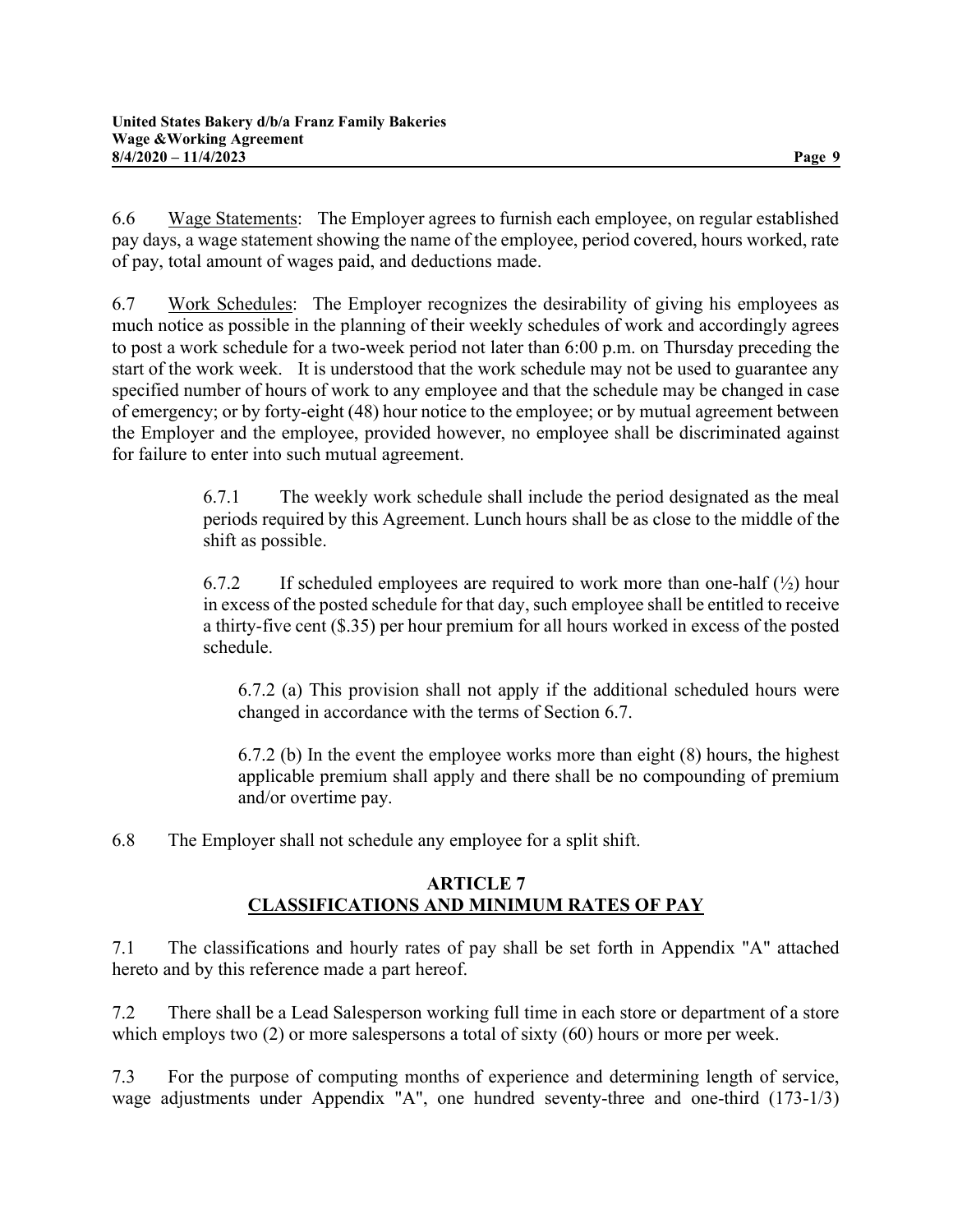6.6 Wage Statements: The Employer agrees to furnish each employee, on regular established pay days, a wage statement showing the name of the employee, period covered, hours worked, rate of pay, total amount of wages paid, and deductions made.

6.7 Work Schedules: The Employer recognizes the desirability of giving his employees as much notice as possible in the planning of their weekly schedules of work and accordingly agrees to post a work schedule for a two-week period not later than 6:00 p.m. on Thursday preceding the start of the work week. It is understood that the work schedule may not be used to guarantee any specified number of hours of work to any employee and that the schedule may be changed in case of emergency; or by forty-eight (48) hour notice to the employee; or by mutual agreement between the Employer and the employee, provided however, no employee shall be discriminated against for failure to enter into such mutual agreement.

> 6.7.1 The weekly work schedule shall include the period designated as the meal periods required by this Agreement. Lunch hours shall be as close to the middle of the shift as possible.
>
> 6.7.2 If scheduled employees are required to work more than one-half (½) hour in excess of the posted schedule for that day, such employee shall be entitled to receive a thirty-five cent ($.35) per hour premium for all hours worked in excess of the posted schedule.
>
> 6.7.2 (a) This provision shall not apply if the additional scheduled hours were changed in accordance with the terms of Section 6.7.
>
> 6.7.2 (b) In the event the employee works more than eight (8) hours, the highest applicable premium shall apply and there shall be no compounding of premium and/or overtime pay.

6.8 The Employer shall not schedule any employee for a split shift.

## ARTICLE 7
## CLASSIFICATIONS AND MINIMUM RATES OF PAY

7.1 The classifications and hourly rates of pay shall be set forth in Appendix "A" attached hereto and by this reference made a part hereof.

7.2 There shall be a Lead Salesperson working full time in each store or department of a store which employs two (2) or more salespersons a total of sixty (60) hours or more per week.

7.3 For the purpose of computing months of experience and determining length of service, wage adjustments under Appendix "A", one hundred seventy-three and one-third (173-1/3)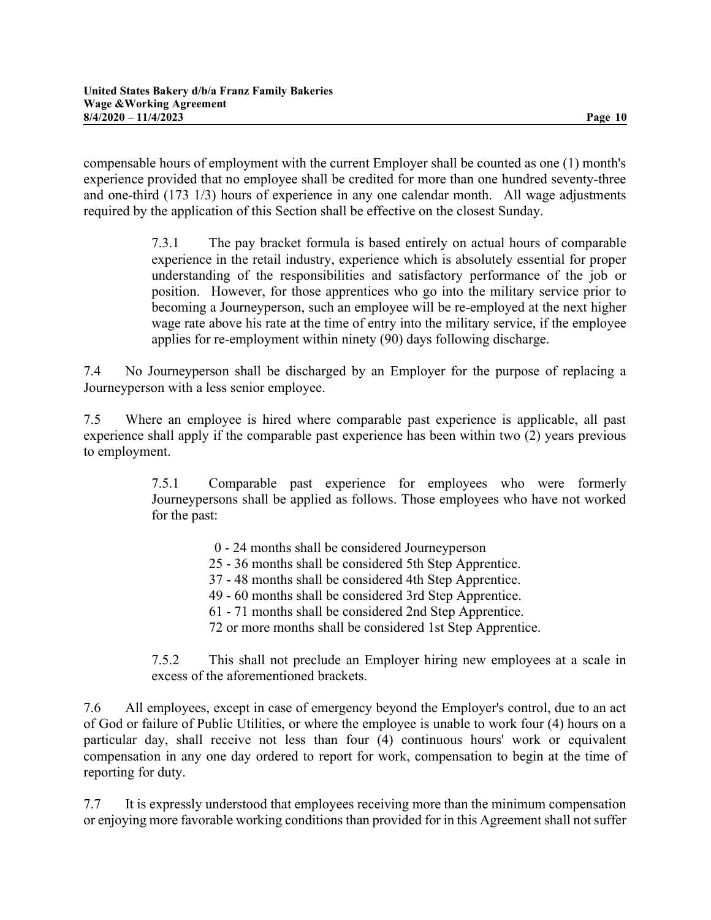compensable hours of employment with the current Employer shall be counted as one (1) month's experience provided that no employee shall be credited for more than one hundred seventy-three and one-third (173 1/3) hours of experience in any one calendar month. All wage adjustments required by the application of this Section shall be effective on the closest Sunday.

> 7.3.1 The pay bracket formula is based entirely on actual hours of comparable experience in the retail industry, experience which is absolutely essential for proper understanding of the responsibilities and satisfactory performance of the job or position. However, for those apprentices who go into the military service prior to becoming a Journeyperson, such an employee will be re-employed at the next higher wage rate above his rate at the time of entry into the military service, if the employee applies for re-employment within ninety (90) days following discharge.

7.4 No Journeyperson shall be discharged by an Employer for the purpose of replacing a Journeyperson with a less senior employee.

7.5 Where an employee is hired where comparable past experience is applicable, all past experience shall apply if the comparable past experience has been within two (2) years previous to employment.

> 7.5.1 Comparable past experience for employees who were formerly Journeypersons shall be applied as follows. Those employees who have not worked for the past:
>
> 0 - 24 months shall be considered Journeyperson
> 25 - 36 months shall be considered 5th Step Apprentice.
> 37 - 48 months shall be considered 4th Step Apprentice.
> 49 - 60 months shall be considered 3rd Step Apprentice.
> 61 - 71 months shall be considered 2nd Step Apprentice.
> 72 or more months shall be considered 1st Step Apprentice.
>
> 7.5.2 This shall not preclude an Employer hiring new employees at a scale in excess of the aforementioned brackets.

7.6 All employees, except in case of emergency beyond the Employer's control, due to an act of God or failure of Public Utilities, or where the employee is unable to work four (4) hours on a particular day, shall receive not less than four (4) continuous hours' work or equivalent compensation in any one day ordered to report for work, compensation to begin at the time of reporting for duty.

7.7 It is expressly understood that employees receiving more than the minimum compensation or enjoying more favorable working conditions than provided for in this Agreement shall not suffer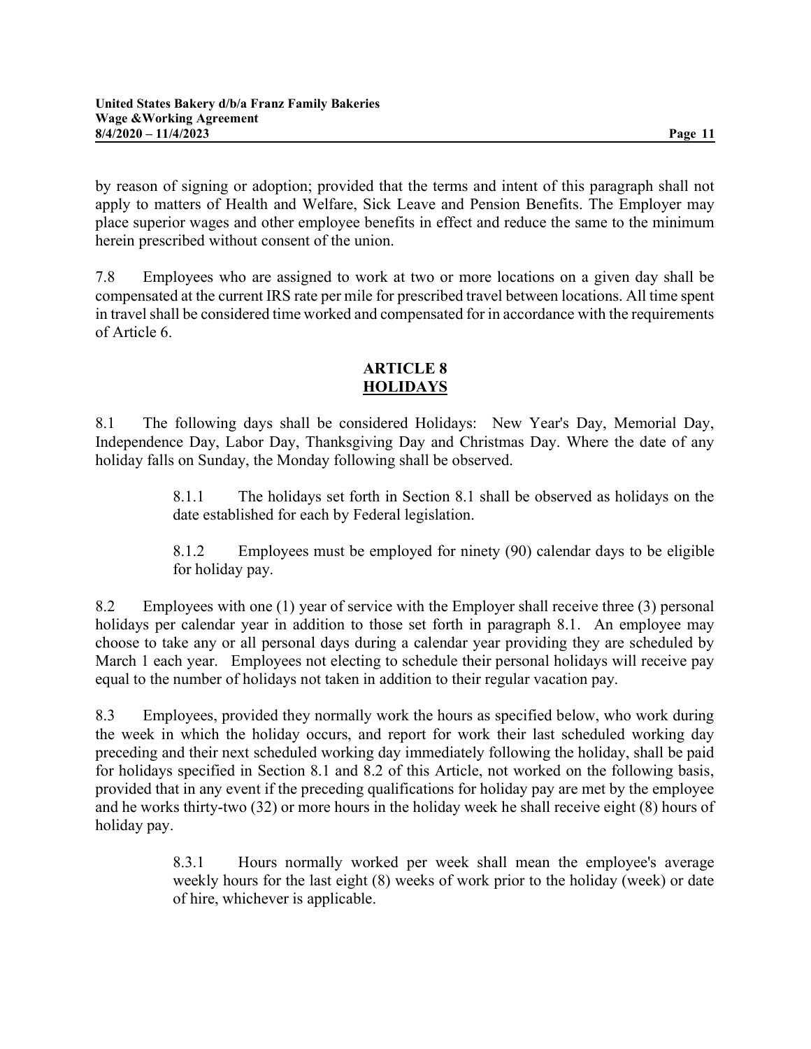by reason of signing or adoption; provided that the terms and intent of this paragraph shall not apply to matters of Health and Welfare, Sick Leave and Pension Benefits. The Employer may place superior wages and other employee benefits in effect and reduce the same to the minimum herein prescribed without consent of the union.

7.8 Employees who are assigned to work at two or more locations on a given day shall be compensated at the current IRS rate per mile for prescribed travel between locations. All time spent in travel shall be considered time worked and compensated for in accordance with the requirements of Article 6.

## ARTICLE 8
## HOLIDAYS

8.1 The following days shall be considered Holidays: New Year's Day, Memorial Day, Independence Day, Labor Day, Thanksgiving Day and Christmas Day. Where the date of any holiday falls on Sunday, the Monday following shall be observed.

> 8.1.1 The holidays set forth in Section 8.1 shall be observed as holidays on the date established for each by Federal legislation.
>
> 8.1.2 Employees must be employed for ninety (90) calendar days to be eligible for holiday pay.

8.2 Employees with one (1) year of service with the Employer shall receive three (3) personal holidays per calendar year in addition to those set forth in paragraph 8.1. An employee may choose to take any or all personal days during a calendar year providing they are scheduled by March 1 each year. Employees not electing to schedule their personal holidays will receive pay equal to the number of holidays not taken in addition to their regular vacation pay.

8.3 Employees, provided they normally work the hours as specified below, who work during the week in which the holiday occurs, and report for work their last scheduled working day preceding and their next scheduled working day immediately following the holiday, shall be paid for holidays specified in Section 8.1 and 8.2 of this Article, not worked on the following basis, provided that in any event if the preceding qualifications for holiday pay are met by the employee and he works thirty-two (32) or more hours in the holiday week he shall receive eight (8) hours of holiday pay.

> 8.3.1 Hours normally worked per week shall mean the employee's average weekly hours for the last eight (8) weeks of work prior to the holiday (week) or date of hire, whichever is applicable.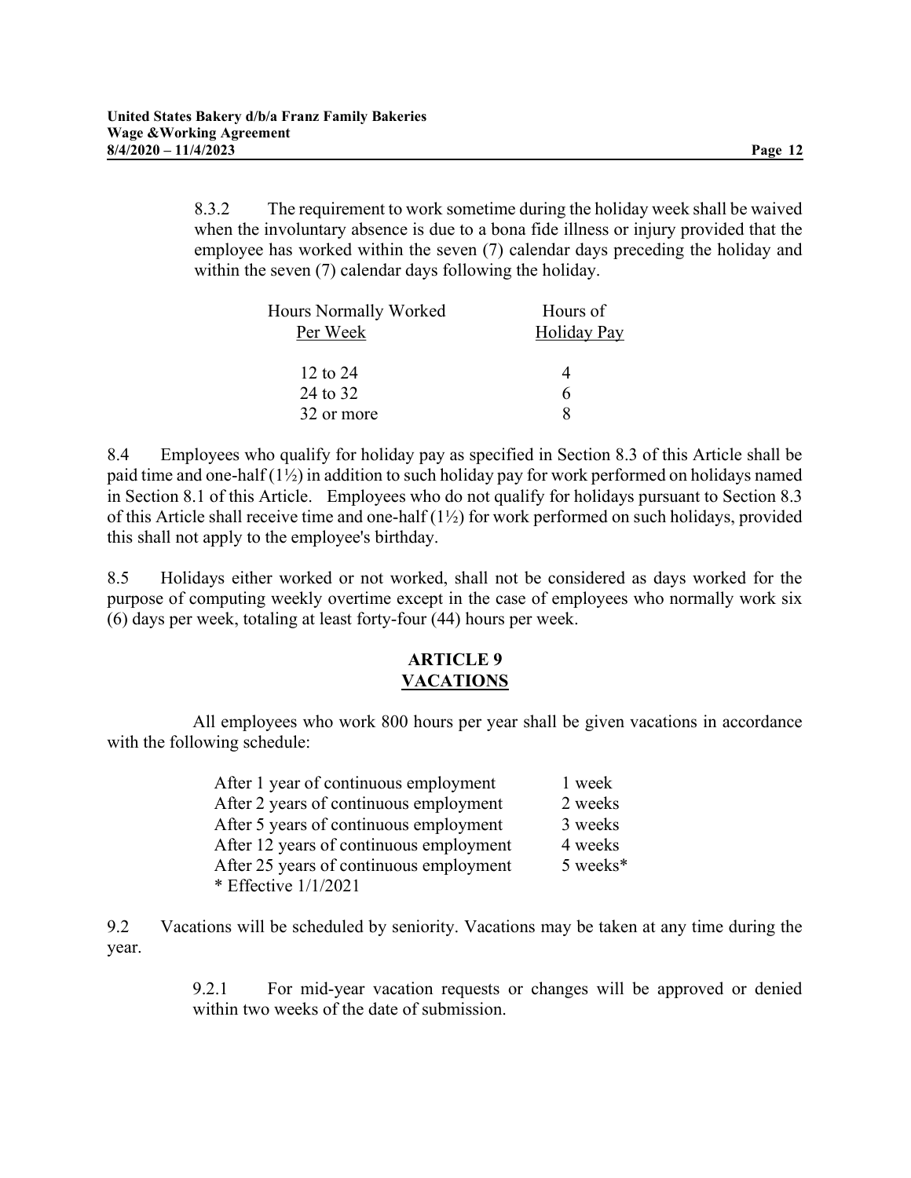8.3.2 The requirement to work sometime during the holiday week shall be waived when the involuntary absence is due to a bona fide illness or injury provided that the employee has worked within the seven (7) calendar days preceding the holiday and within the seven (7) calendar days following the holiday.

| Hours Normally Worked Per Week | Hours of Holiday Pay |
|---|---|
| 12 to 24 | 4 |
| 24 to 32 | 6 |
| 32 or more | 8 |

8.4 Employees who qualify for holiday pay as specified in Section 8.3 of this Article shall be paid time and one-half (1½) in addition to such holiday pay for work performed on holidays named in Section 8.1 of this Article. Employees who do not qualify for holidays pursuant to Section 8.3 of this Article shall receive time and one-half (1½) for work performed on such holidays, provided this shall not apply to the employee's birthday.

8.5 Holidays either worked or not worked, shall not be considered as days worked for the purpose of computing weekly overtime except in the case of employees who normally work six (6) days per week, totaling at least forty-four (44) hours per week.

## ARTICLE 9
## VACATIONS

All employees who work 800 hours per year shall be given vacations in accordance with the following schedule:

| | |
|---|---|
| After 1 year of continuous employment | 1 week |
| After 2 years of continuous employment | 2 weeks |
| After 5 years of continuous employment | 3 weeks |
| After 12 years of continuous employment | 4 weeks |
| After 25 years of continuous employment | 5 weeks* |

\* Effective 1/1/2021

9.2 Vacations will be scheduled by seniority. Vacations may be taken at any time during the year.

9.2.1 For mid-year vacation requests or changes will be approved or denied within two weeks of the date of submission.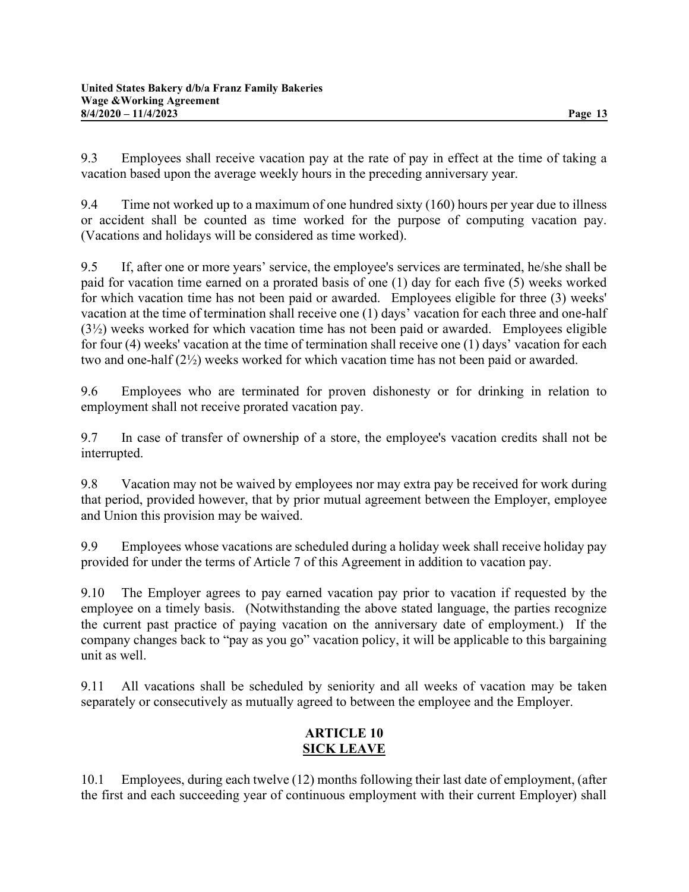9.3 Employees shall receive vacation pay at the rate of pay in effect at the time of taking a vacation based upon the average weekly hours in the preceding anniversary year.

9.4 Time not worked up to a maximum of one hundred sixty (160) hours per year due to illness or accident shall be counted as time worked for the purpose of computing vacation pay. (Vacations and holidays will be considered as time worked).

9.5 If, after one or more years' service, the employee's services are terminated, he/she shall be paid for vacation time earned on a prorated basis of one (1) day for each five (5) weeks worked for which vacation time has not been paid or awarded. Employees eligible for three (3) weeks' vacation at the time of termination shall receive one (1) days' vacation for each three and one-half (3½) weeks worked for which vacation time has not been paid or awarded. Employees eligible for four (4) weeks' vacation at the time of termination shall receive one (1) days' vacation for each two and one-half (2½) weeks worked for which vacation time has not been paid or awarded.

9.6 Employees who are terminated for proven dishonesty or for drinking in relation to employment shall not receive prorated vacation pay.

9.7 In case of transfer of ownership of a store, the employee's vacation credits shall not be interrupted.

9.8 Vacation may not be waived by employees nor may extra pay be received for work during that period, provided however, that by prior mutual agreement between the Employer, employee and Union this provision may be waived.

9.9 Employees whose vacations are scheduled during a holiday week shall receive holiday pay provided for under the terms of Article 7 of this Agreement in addition to vacation pay.

9.10 The Employer agrees to pay earned vacation pay prior to vacation if requested by the employee on a timely basis. (Notwithstanding the above stated language, the parties recognize the current past practice of paying vacation on the anniversary date of employment.) If the company changes back to "pay as you go" vacation policy, it will be applicable to this bargaining unit as well.

9.11 All vacations shall be scheduled by seniority and all weeks of vacation may be taken separately or consecutively as mutually agreed to between the employee and the Employer.

## ARTICLE 10
## SICK LEAVE

10.1 Employees, during each twelve (12) months following their last date of employment, (after the first and each succeeding year of continuous employment with their current Employer) shall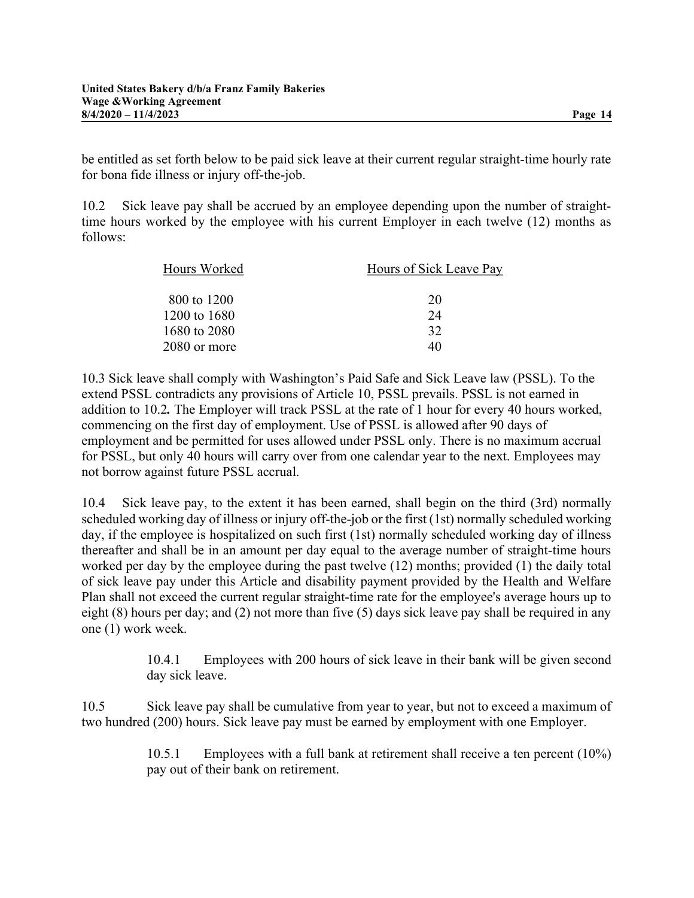be entitled as set forth below to be paid sick leave at their current regular straight-time hourly rate for bona fide illness or injury off-the-job.

10.2 Sick leave pay shall be accrued by an employee depending upon the number of straight-time hours worked by the employee with his current Employer in each twelve (12) months as follows:

| Hours Worked | Hours of Sick Leave Pay |
|---|---|
| 800 to 1200 | 20 |
| 1200 to 1680 | 24 |
| 1680 to 2080 | 32 |
| 2080 or more | 40 |

10.3 Sick leave shall comply with Washington's Paid Safe and Sick Leave law (PSSL). To the extend PSSL contradicts any provisions of Article 10, PSSL prevails. PSSL is not earned in addition to 10.2**.** The Employer will track PSSL at the rate of 1 hour for every 40 hours worked, commencing on the first day of employment. Use of PSSL is allowed after 90 days of employment and be permitted for uses allowed under PSSL only. There is no maximum accrual for PSSL, but only 40 hours will carry over from one calendar year to the next. Employees may not borrow against future PSSL accrual.

10.4 Sick leave pay, to the extent it has been earned, shall begin on the third (3rd) normally scheduled working day of illness or injury off-the-job or the first (1st) normally scheduled working day, if the employee is hospitalized on such first (1st) normally scheduled working day of illness thereafter and shall be in an amount per day equal to the average number of straight-time hours worked per day by the employee during the past twelve (12) months; provided (1) the daily total of sick leave pay under this Article and disability payment provided by the Health and Welfare Plan shall not exceed the current regular straight-time rate for the employee's average hours up to eight (8) hours per day; and (2) not more than five (5) days sick leave pay shall be required in any one (1) work week.

> 10.4.1 Employees with 200 hours of sick leave in their bank will be given second day sick leave.

10.5 Sick leave pay shall be cumulative from year to year, but not to exceed a maximum of two hundred (200) hours. Sick leave pay must be earned by employment with one Employer.

> 10.5.1 Employees with a full bank at retirement shall receive a ten percent (10%) pay out of their bank on retirement.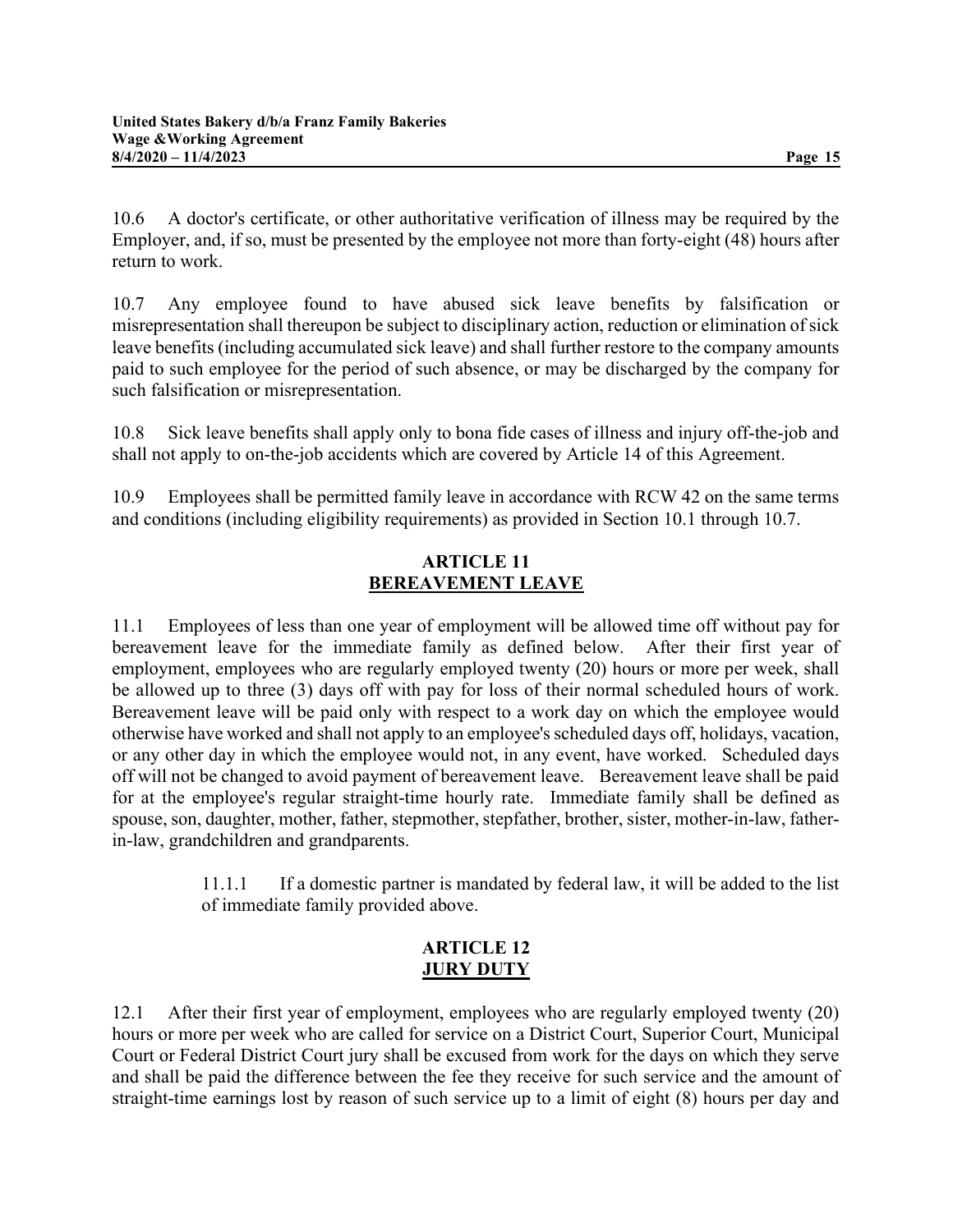10.6 A doctor's certificate, or other authoritative verification of illness may be required by the Employer, and, if so, must be presented by the employee not more than forty-eight (48) hours after return to work.

10.7 Any employee found to have abused sick leave benefits by falsification or misrepresentation shall thereupon be subject to disciplinary action, reduction or elimination of sick leave benefits (including accumulated sick leave) and shall further restore to the company amounts paid to such employee for the period of such absence, or may be discharged by the company for such falsification or misrepresentation.

10.8 Sick leave benefits shall apply only to bona fide cases of illness and injury off-the-job and shall not apply to on-the-job accidents which are covered by Article 14 of this Agreement.

10.9 Employees shall be permitted family leave in accordance with RCW 42 on the same terms and conditions (including eligibility requirements) as provided in Section 10.1 through 10.7.

## ARTICLE 11
## BEREAVEMENT LEAVE

11.1 Employees of less than one year of employment will be allowed time off without pay for bereavement leave for the immediate family as defined below. After their first year of employment, employees who are regularly employed twenty (20) hours or more per week, shall be allowed up to three (3) days off with pay for loss of their normal scheduled hours of work. Bereavement leave will be paid only with respect to a work day on which the employee would otherwise have worked and shall not apply to an employee's scheduled days off, holidays, vacation, or any other day in which the employee would not, in any event, have worked. Scheduled days off will not be changed to avoid payment of bereavement leave. Bereavement leave shall be paid for at the employee's regular straight-time hourly rate. Immediate family shall be defined as spouse, son, daughter, mother, father, stepmother, stepfather, brother, sister, mother-in-law, father-in-law, grandchildren and grandparents.

> 11.1.1 If a domestic partner is mandated by federal law, it will be added to the list of immediate family provided above.

## ARTICLE 12
## JURY DUTY

12.1 After their first year of employment, employees who are regularly employed twenty (20) hours or more per week who are called for service on a District Court, Superior Court, Municipal Court or Federal District Court jury shall be excused from work for the days on which they serve and shall be paid the difference between the fee they receive for such service and the amount of straight-time earnings lost by reason of such service up to a limit of eight (8) hours per day and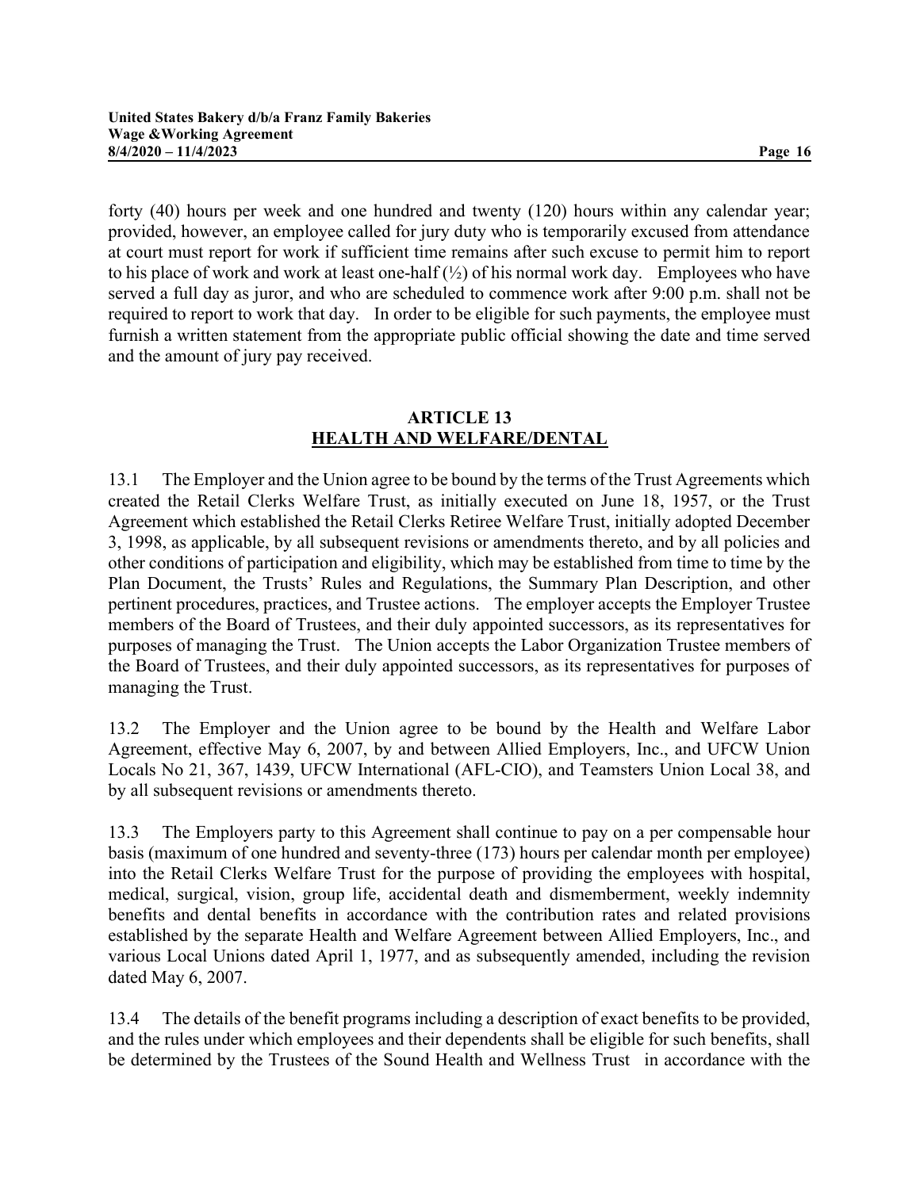forty (40) hours per week and one hundred and twenty (120) hours within any calendar year; provided, however, an employee called for jury duty who is temporarily excused from attendance at court must report for work if sufficient time remains after such excuse to permit him to report to his place of work and work at least one-half (½) of his normal work day. Employees who have served a full day as juror, and who are scheduled to commence work after 9:00 p.m. shall not be required to report to work that day. In order to be eligible for such payments, the employee must furnish a written statement from the appropriate public official showing the date and time served and the amount of jury pay received.

## ARTICLE 13
## HEALTH AND WELFARE/DENTAL

13.1 The Employer and the Union agree to be bound by the terms of the Trust Agreements which created the Retail Clerks Welfare Trust, as initially executed on June 18, 1957, or the Trust Agreement which established the Retail Clerks Retiree Welfare Trust, initially adopted December 3, 1998, as applicable, by all subsequent revisions or amendments thereto, and by all policies and other conditions of participation and eligibility, which may be established from time to time by the Plan Document, the Trusts' Rules and Regulations, the Summary Plan Description, and other pertinent procedures, practices, and Trustee actions. The employer accepts the Employer Trustee members of the Board of Trustees, and their duly appointed successors, as its representatives for purposes of managing the Trust. The Union accepts the Labor Organization Trustee members of the Board of Trustees, and their duly appointed successors, as its representatives for purposes of managing the Trust.

13.2 The Employer and the Union agree to be bound by the Health and Welfare Labor Agreement, effective May 6, 2007, by and between Allied Employers, Inc., and UFCW Union Locals No 21, 367, 1439, UFCW International (AFL-CIO), and Teamsters Union Local 38, and by all subsequent revisions or amendments thereto.

13.3 The Employers party to this Agreement shall continue to pay on a per compensable hour basis (maximum of one hundred and seventy-three (173) hours per calendar month per employee) into the Retail Clerks Welfare Trust for the purpose of providing the employees with hospital, medical, surgical, vision, group life, accidental death and dismemberment, weekly indemnity benefits and dental benefits in accordance with the contribution rates and related provisions established by the separate Health and Welfare Agreement between Allied Employers, Inc., and various Local Unions dated April 1, 1977, and as subsequently amended, including the revision dated May 6, 2007.

13.4 The details of the benefit programs including a description of exact benefits to be provided, and the rules under which employees and their dependents shall be eligible for such benefits, shall be determined by the Trustees of the Sound Health and Wellness Trust in accordance with the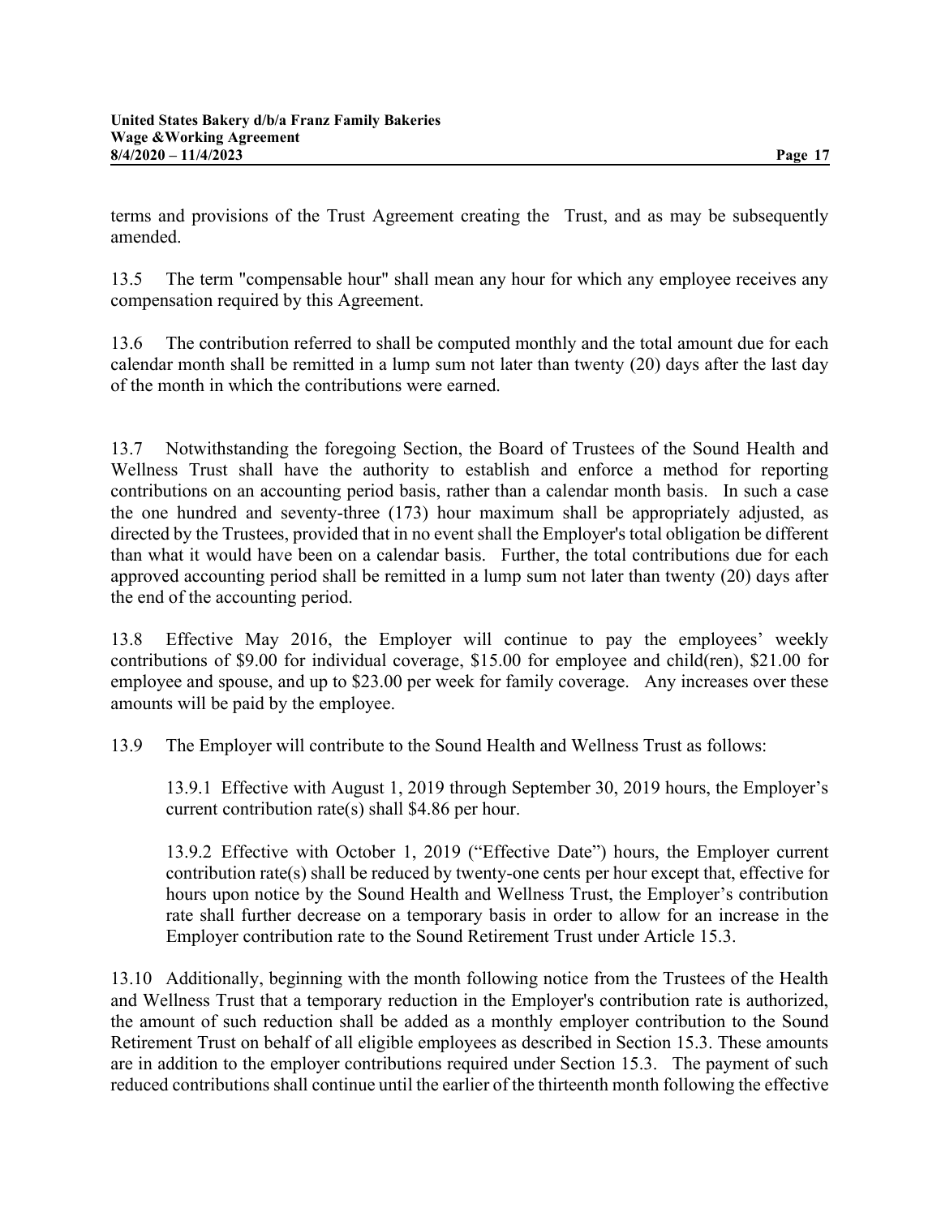terms and provisions of the Trust Agreement creating the Trust, and as may be subsequently amended.

13.5 The term "compensable hour" shall mean any hour for which any employee receives any compensation required by this Agreement.

13.6 The contribution referred to shall be computed monthly and the total amount due for each calendar month shall be remitted in a lump sum not later than twenty (20) days after the last day of the month in which the contributions were earned.

13.7 Notwithstanding the foregoing Section, the Board of Trustees of the Sound Health and Wellness Trust shall have the authority to establish and enforce a method for reporting contributions on an accounting period basis, rather than a calendar month basis. In such a case the one hundred and seventy-three (173) hour maximum shall be appropriately adjusted, as directed by the Trustees, provided that in no event shall the Employer's total obligation be different than what it would have been on a calendar basis. Further, the total contributions due for each approved accounting period shall be remitted in a lump sum not later than twenty (20) days after the end of the accounting period.

13.8 Effective May 2016, the Employer will continue to pay the employees' weekly contributions of $9.00 for individual coverage, $15.00 for employee and child(ren), $21.00 for employee and spouse, and up to $23.00 per week for family coverage. Any increases over these amounts will be paid by the employee.

13.9 The Employer will contribute to the Sound Health and Wellness Trust as follows:

> 13.9.1 Effective with August 1, 2019 through September 30, 2019 hours, the Employer's current contribution rate(s) shall $4.86 per hour.
>
> 13.9.2 Effective with October 1, 2019 ("Effective Date") hours, the Employer current contribution rate(s) shall be reduced by twenty-one cents per hour except that, effective for hours upon notice by the Sound Health and Wellness Trust, the Employer's contribution rate shall further decrease on a temporary basis in order to allow for an increase in the Employer contribution rate to the Sound Retirement Trust under Article 15.3.

13.10 Additionally, beginning with the month following notice from the Trustees of the Health and Wellness Trust that a temporary reduction in the Employer's contribution rate is authorized, the amount of such reduction shall be added as a monthly employer contribution to the Sound Retirement Trust on behalf of all eligible employees as described in Section 15.3. These amounts are in addition to the employer contributions required under Section 15.3. The payment of such reduced contributions shall continue until the earlier of the thirteenth month following the effective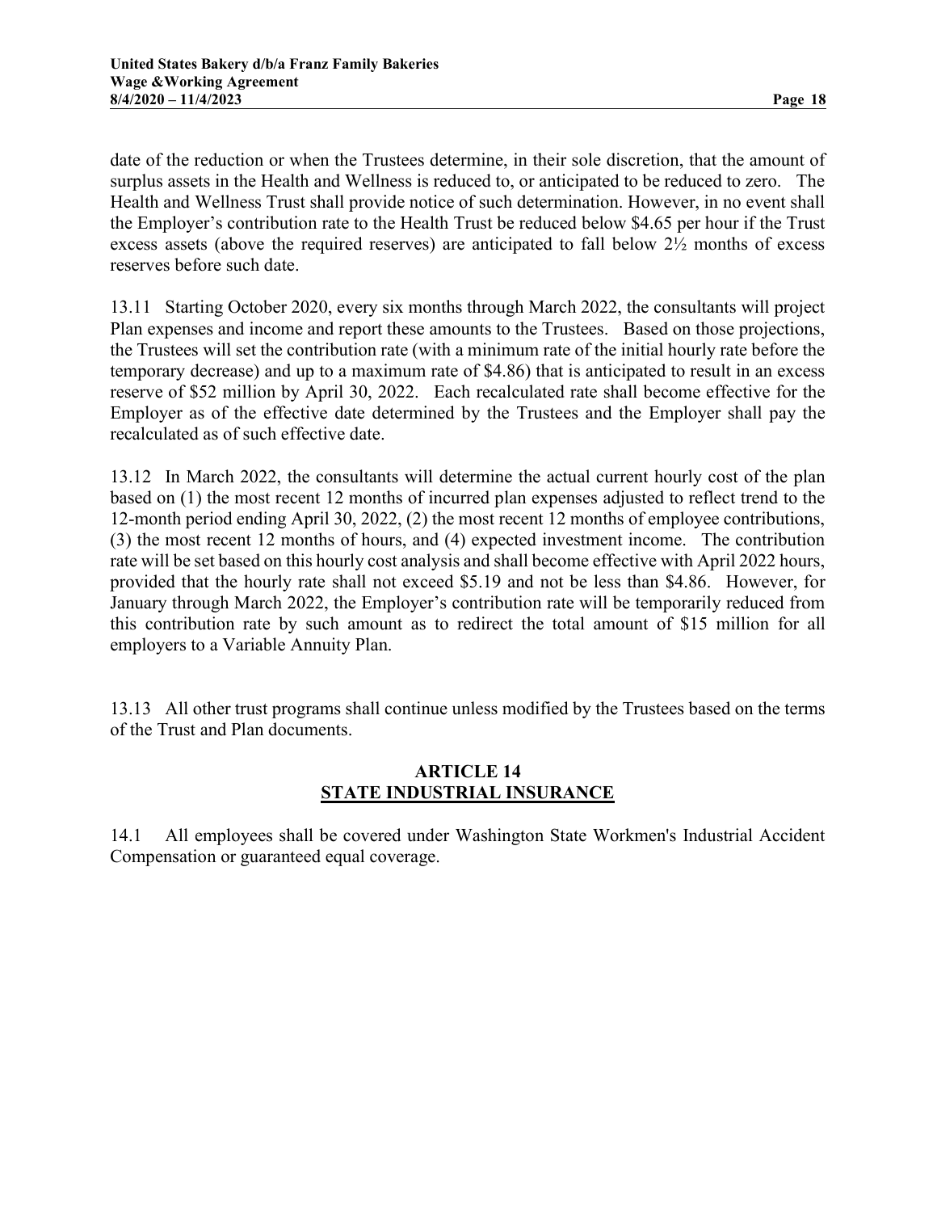date of the reduction or when the Trustees determine, in their sole discretion, that the amount of surplus assets in the Health and Wellness is reduced to, or anticipated to be reduced to zero. The Health and Wellness Trust shall provide notice of such determination. However, in no event shall the Employer's contribution rate to the Health Trust be reduced below $4.65 per hour if the Trust excess assets (above the required reserves) are anticipated to fall below 2½ months of excess reserves before such date.

13.11 Starting October 2020, every six months through March 2022, the consultants will project Plan expenses and income and report these amounts to the Trustees. Based on those projections, the Trustees will set the contribution rate (with a minimum rate of the initial hourly rate before the temporary decrease) and up to a maximum rate of $4.86) that is anticipated to result in an excess reserve of $52 million by April 30, 2022. Each recalculated rate shall become effective for the Employer as of the effective date determined by the Trustees and the Employer shall pay the recalculated as of such effective date.

13.12 In March 2022, the consultants will determine the actual current hourly cost of the plan based on (1) the most recent 12 months of incurred plan expenses adjusted to reflect trend to the 12-month period ending April 30, 2022, (2) the most recent 12 months of employee contributions, (3) the most recent 12 months of hours, and (4) expected investment income. The contribution rate will be set based on this hourly cost analysis and shall become effective with April 2022 hours, provided that the hourly rate shall not exceed $5.19 and not be less than $4.86. However, for January through March 2022, the Employer's contribution rate will be temporarily reduced from this contribution rate by such amount as to redirect the total amount of $15 million for all employers to a Variable Annuity Plan.

13.13 All other trust programs shall continue unless modified by the Trustees based on the terms of the Trust and Plan documents.

## ARTICLE 14
## STATE INDUSTRIAL INSURANCE

14.1 All employees shall be covered under Washington State Workmen's Industrial Accident Compensation or guaranteed equal coverage.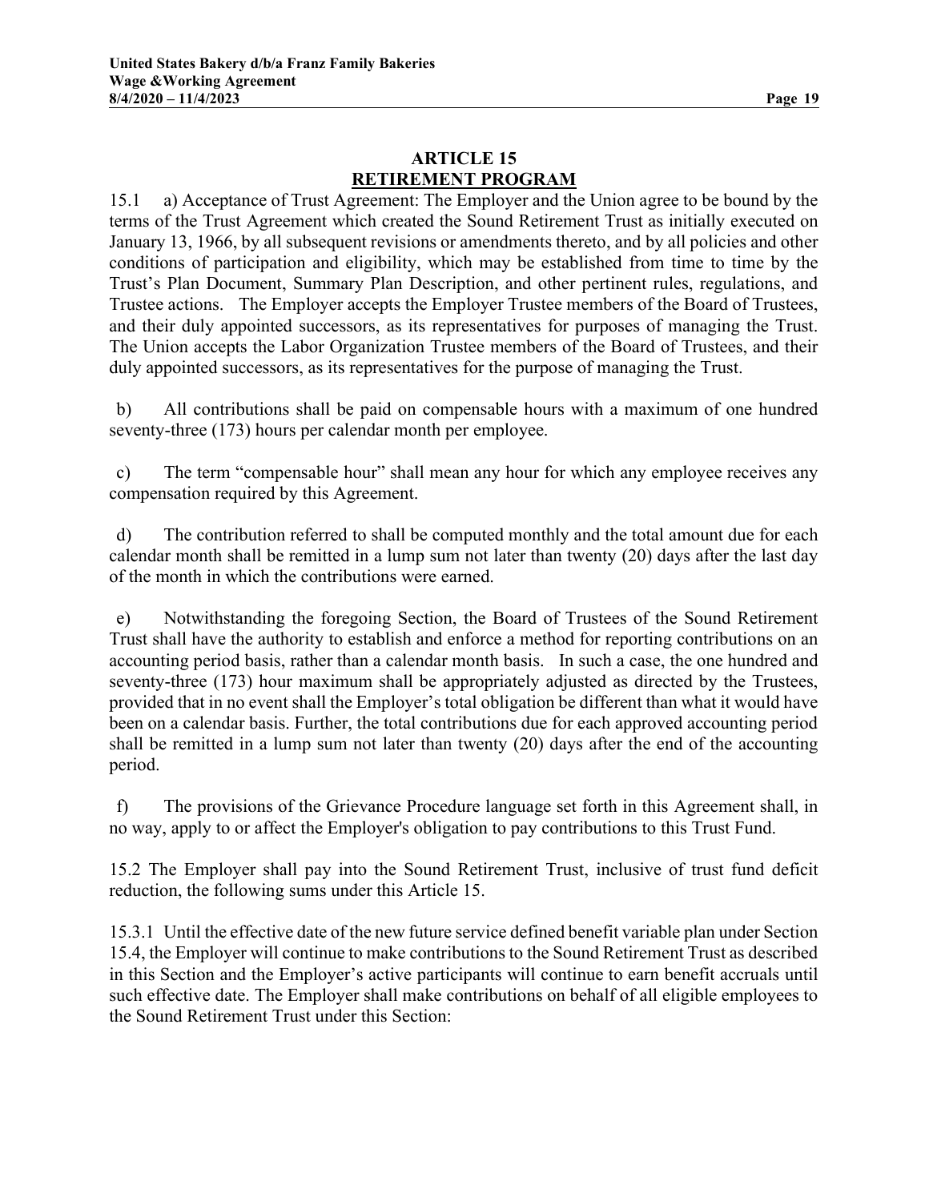## ARTICLE 15
## RETIREMENT PROGRAM

15.1 a) Acceptance of Trust Agreement: The Employer and the Union agree to be bound by the terms of the Trust Agreement which created the Sound Retirement Trust as initially executed on January 13, 1966, by all subsequent revisions or amendments thereto, and by all policies and other conditions of participation and eligibility, which may be established from time to time by the Trust's Plan Document, Summary Plan Description, and other pertinent rules, regulations, and Trustee actions. The Employer accepts the Employer Trustee members of the Board of Trustees, and their duly appointed successors, as its representatives for purposes of managing the Trust. The Union accepts the Labor Organization Trustee members of the Board of Trustees, and their duly appointed successors, as its representatives for the purpose of managing the Trust.

b) All contributions shall be paid on compensable hours with a maximum of one hundred seventy-three (173) hours per calendar month per employee.

c) The term "compensable hour" shall mean any hour for which any employee receives any compensation required by this Agreement.

d) The contribution referred to shall be computed monthly and the total amount due for each calendar month shall be remitted in a lump sum not later than twenty (20) days after the last day of the month in which the contributions were earned.

e) Notwithstanding the foregoing Section, the Board of Trustees of the Sound Retirement Trust shall have the authority to establish and enforce a method for reporting contributions on an accounting period basis, rather than a calendar month basis. In such a case, the one hundred and seventy-three (173) hour maximum shall be appropriately adjusted as directed by the Trustees, provided that in no event shall the Employer's total obligation be different than what it would have been on a calendar basis. Further, the total contributions due for each approved accounting period shall be remitted in a lump sum not later than twenty (20) days after the end of the accounting period.

f) The provisions of the Grievance Procedure language set forth in this Agreement shall, in no way, apply to or affect the Employer's obligation to pay contributions to this Trust Fund.

15.2 The Employer shall pay into the Sound Retirement Trust, inclusive of trust fund deficit reduction, the following sums under this Article 15.

15.3.1 Until the effective date of the new future service defined benefit variable plan under Section 15.4, the Employer will continue to make contributions to the Sound Retirement Trust as described in this Section and the Employer's active participants will continue to earn benefit accruals until such effective date. The Employer shall make contributions on behalf of all eligible employees to the Sound Retirement Trust under this Section: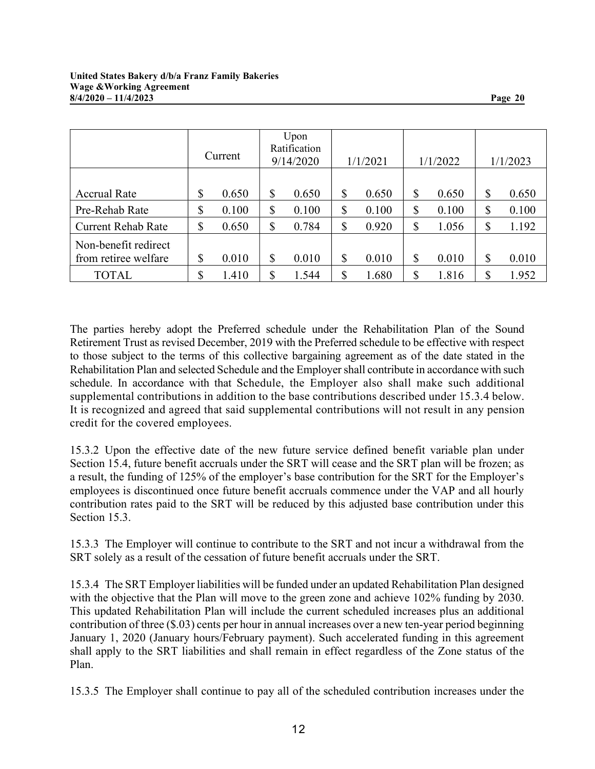| | Current | Upon Ratification 9/14/2020 | 1/1/2021 | 1/1/2022 | 1/1/2023 |
|---|---|---|---|---|---|
| Accrual Rate | $ 0.650 | $ 0.650 | $ 0.650 | $ 0.650 | $ 0.650 |
| Pre-Rehab Rate | $ 0.100 | $ 0.100 | $ 0.100 | $ 0.100 | $ 0.100 |
| Current Rehab Rate | $ 0.650 | $ 0.784 | $ 0.920 | $ 1.056 | $ 1.192 |
| Non-benefit redirect from retiree welfare | $ 0.010 | $ 0.010 | $ 0.010 | $ 0.010 | $ 0.010 |
| TOTAL | $ 1.410 | $ 1.544 | $ 1.680 | $ 1.816 | $ 1.952 |

The parties hereby adopt the Preferred schedule under the Rehabilitation Plan of the Sound Retirement Trust as revised December, 2019 with the Preferred schedule to be effective with respect to those subject to the terms of this collective bargaining agreement as of the date stated in the Rehabilitation Plan and selected Schedule and the Employer shall contribute in accordance with such schedule. In accordance with that Schedule, the Employer also shall make such additional supplemental contributions in addition to the base contributions described under 15.3.4 below. It is recognized and agreed that said supplemental contributions will not result in any pension credit for the covered employees.

15.3.2 Upon the effective date of the new future service defined benefit variable plan under Section 15.4, future benefit accruals under the SRT will cease and the SRT plan will be frozen; as a result, the funding of 125% of the employer's base contribution for the SRT for the Employer's employees is discontinued once future benefit accruals commence under the VAP and all hourly contribution rates paid to the SRT will be reduced by this adjusted base contribution under this Section 15.3.

15.3.3 The Employer will continue to contribute to the SRT and not incur a withdrawal from the SRT solely as a result of the cessation of future benefit accruals under the SRT.

15.3.4 The SRT Employer liabilities will be funded under an updated Rehabilitation Plan designed with the objective that the Plan will move to the green zone and achieve 102% funding by 2030. This updated Rehabilitation Plan will include the current scheduled increases plus an additional contribution of three ($.03) cents per hour in annual increases over a new ten-year period beginning January 1, 2020 (January hours/February payment). Such accelerated funding in this agreement shall apply to the SRT liabilities and shall remain in effect regardless of the Zone status of the Plan.

15.3.5 The Employer shall continue to pay all of the scheduled contribution increases under the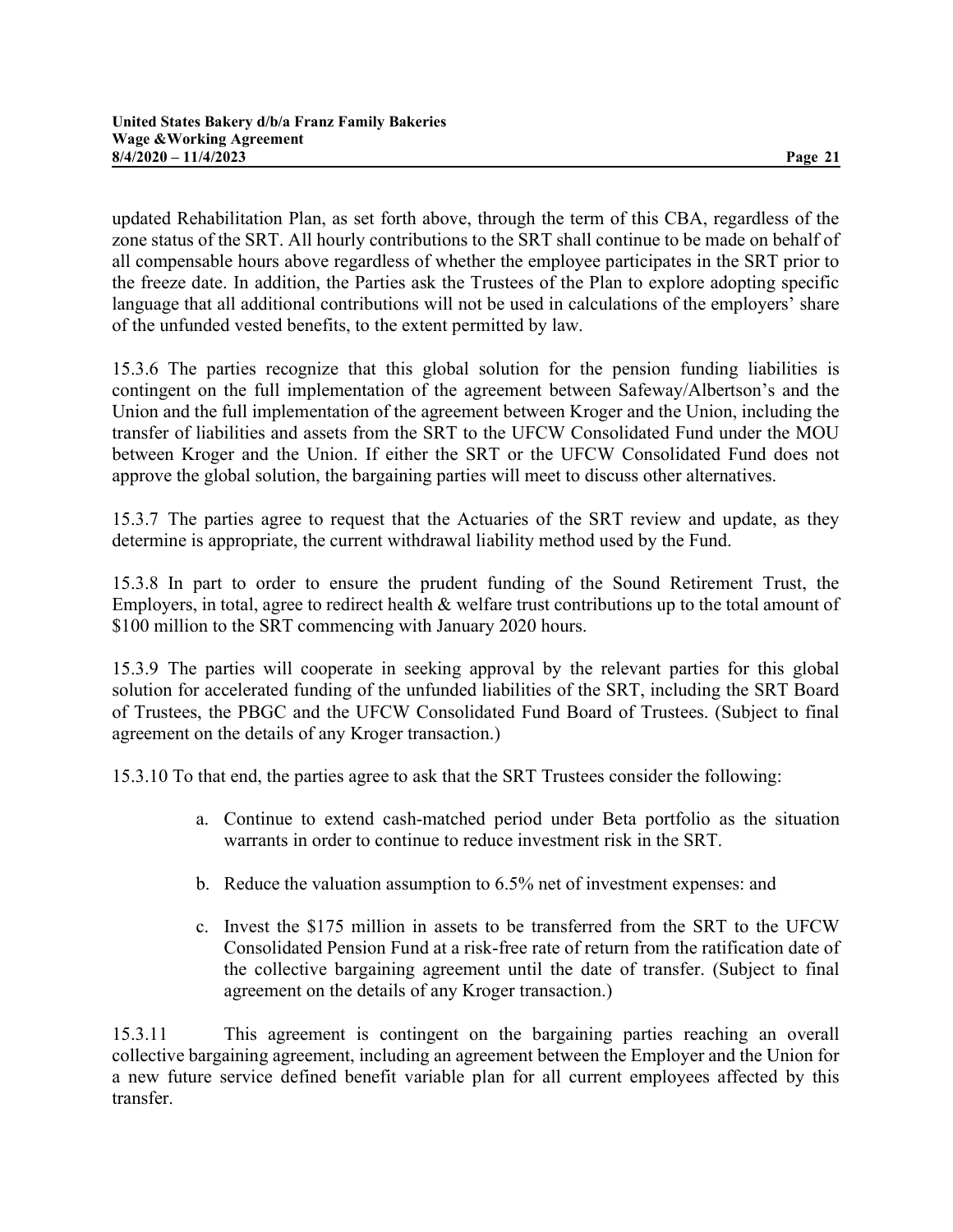updated Rehabilitation Plan, as set forth above, through the term of this CBA, regardless of the zone status of the SRT. All hourly contributions to the SRT shall continue to be made on behalf of all compensable hours above regardless of whether the employee participates in the SRT prior to the freeze date. In addition, the Parties ask the Trustees of the Plan to explore adopting specific language that all additional contributions will not be used in calculations of the employers' share of the unfunded vested benefits, to the extent permitted by law.

15.3.6 The parties recognize that this global solution for the pension funding liabilities is contingent on the full implementation of the agreement between Safeway/Albertson's and the Union and the full implementation of the agreement between Kroger and the Union, including the transfer of liabilities and assets from the SRT to the UFCW Consolidated Fund under the MOU between Kroger and the Union. If either the SRT or the UFCW Consolidated Fund does not approve the global solution, the bargaining parties will meet to discuss other alternatives.

15.3.7 The parties agree to request that the Actuaries of the SRT review and update, as they determine is appropriate, the current withdrawal liability method used by the Fund.

15.3.8 In part to order to ensure the prudent funding of the Sound Retirement Trust, the Employers, in total, agree to redirect health & welfare trust contributions up to the total amount of $100 million to the SRT commencing with January 2020 hours.

15.3.9 The parties will cooperate in seeking approval by the relevant parties for this global solution for accelerated funding of the unfunded liabilities of the SRT, including the SRT Board of Trustees, the PBGC and the UFCW Consolidated Fund Board of Trustees. (Subject to final agreement on the details of any Kroger transaction.)

15.3.10 To that end, the parties agree to ask that the SRT Trustees consider the following:

a. Continue to extend cash-matched period under Beta portfolio as the situation warrants in order to continue to reduce investment risk in the SRT.

b. Reduce the valuation assumption to 6.5% net of investment expenses: and

c. Invest the $175 million in assets to be transferred from the SRT to the UFCW Consolidated Pension Fund at a risk-free rate of return from the ratification date of the collective bargaining agreement until the date of transfer. (Subject to final agreement on the details of any Kroger transaction.)

15.3.11 This agreement is contingent on the bargaining parties reaching an overall collective bargaining agreement, including an agreement between the Employer and the Union for a new future service defined benefit variable plan for all current employees affected by this transfer.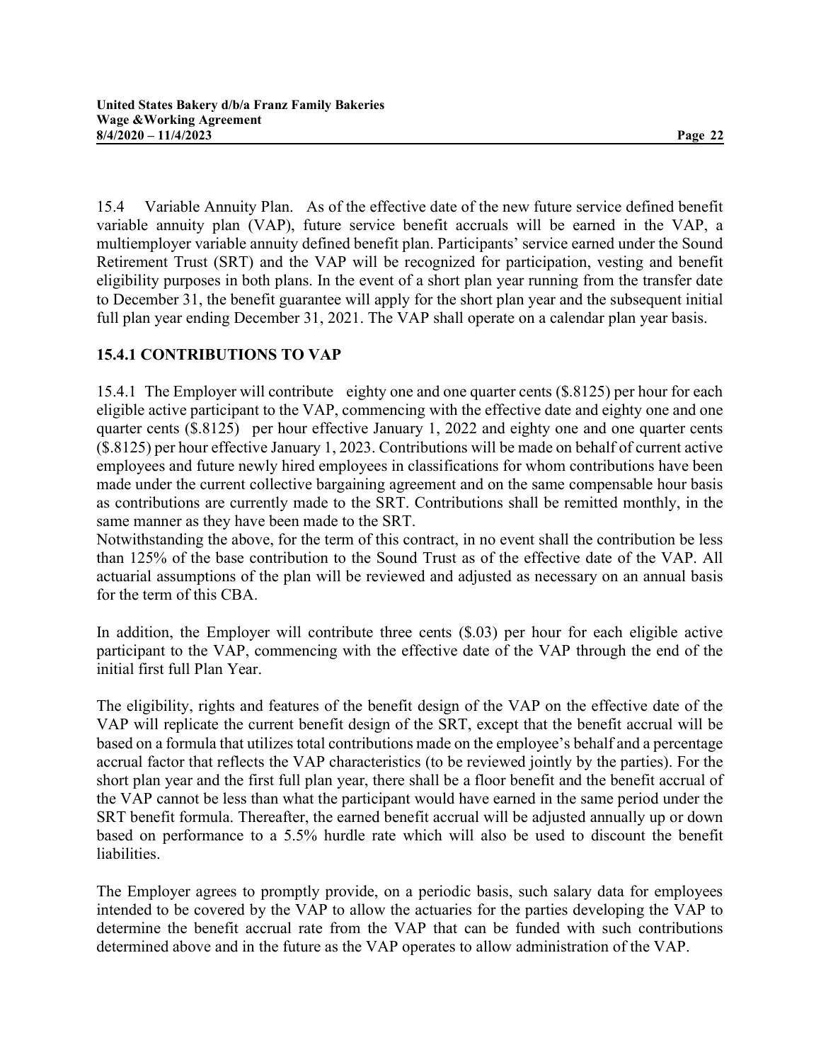15.4 Variable Annuity Plan. As of the effective date of the new future service defined benefit variable annuity plan (VAP), future service benefit accruals will be earned in the VAP, a multiemployer variable annuity defined benefit plan. Participants' service earned under the Sound Retirement Trust (SRT) and the VAP will be recognized for participation, vesting and benefit eligibility purposes in both plans. In the event of a short plan year running from the transfer date to December 31, the benefit guarantee will apply for the short plan year and the subsequent initial full plan year ending December 31, 2021. The VAP shall operate on a calendar plan year basis.

### 15.4.1 CONTRIBUTIONS TO VAP

15.4.1 The Employer will contribute eighty one and one quarter cents ($.8125) per hour for each eligible active participant to the VAP, commencing with the effective date and eighty one and one quarter cents ($.8125) per hour effective January 1, 2022 and eighty one and one quarter cents ($.8125) per hour effective January 1, 2023. Contributions will be made on behalf of current active employees and future newly hired employees in classifications for whom contributions have been made under the current collective bargaining agreement and on the same compensable hour basis as contributions are currently made to the SRT. Contributions shall be remitted monthly, in the same manner as they have been made to the SRT.
Notwithstanding the above, for the term of this contract, in no event shall the contribution be less than 125% of the base contribution to the Sound Trust as of the effective date of the VAP. All actuarial assumptions of the plan will be reviewed and adjusted as necessary on an annual basis for the term of this CBA.

In addition, the Employer will contribute three cents ($.03) per hour for each eligible active participant to the VAP, commencing with the effective date of the VAP through the end of the initial first full Plan Year.

The eligibility, rights and features of the benefit design of the VAP on the effective date of the VAP will replicate the current benefit design of the SRT, except that the benefit accrual will be based on a formula that utilizes total contributions made on the employee's behalf and a percentage accrual factor that reflects the VAP characteristics (to be reviewed jointly by the parties). For the short plan year and the first full plan year, there shall be a floor benefit and the benefit accrual of the VAP cannot be less than what the participant would have earned in the same period under the SRT benefit formula. Thereafter, the earned benefit accrual will be adjusted annually up or down based on performance to a 5.5% hurdle rate which will also be used to discount the benefit liabilities.

The Employer agrees to promptly provide, on a periodic basis, such salary data for employees intended to be covered by the VAP to allow the actuaries for the parties developing the VAP to determine the benefit accrual rate from the VAP that can be funded with such contributions determined above and in the future as the VAP operates to allow administration of the VAP.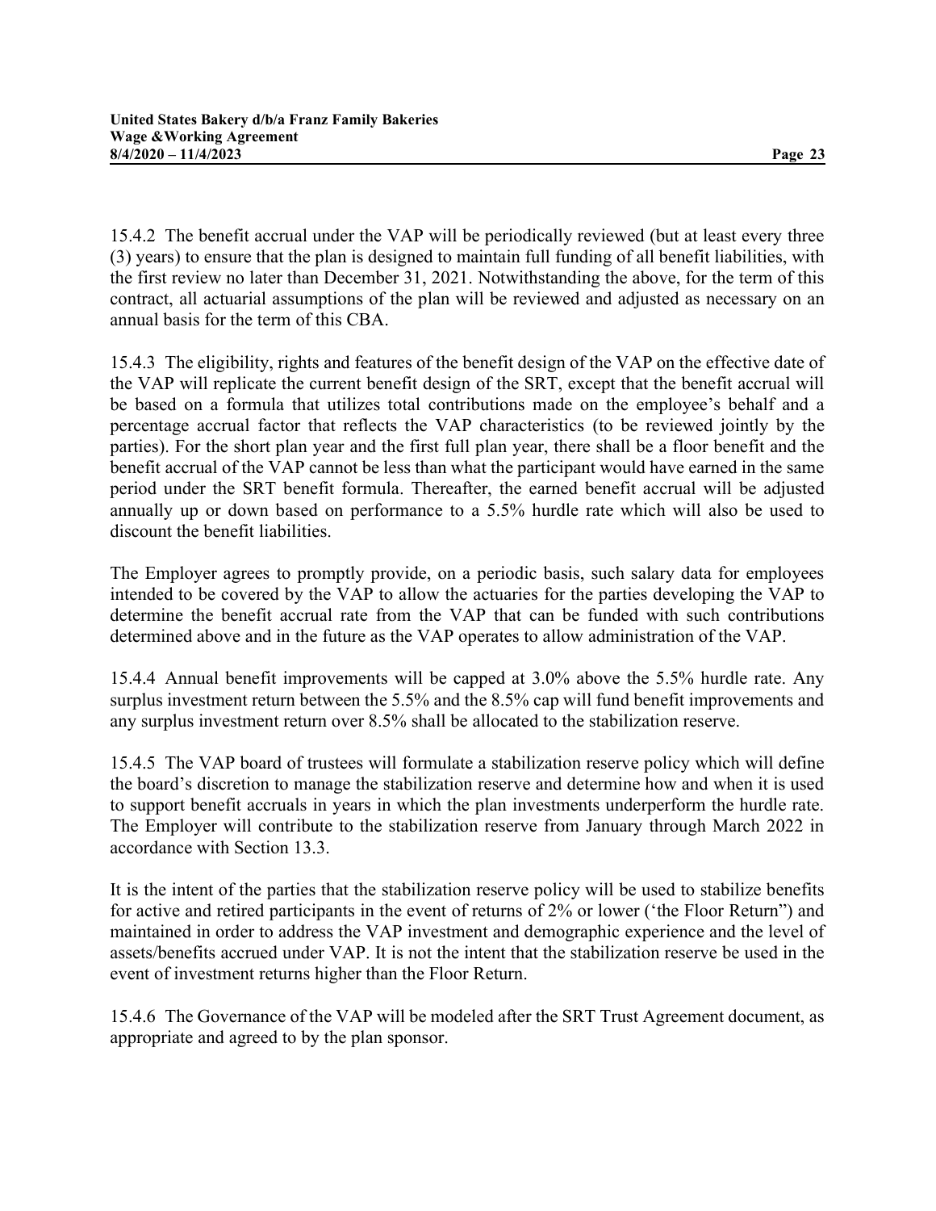15.4.2 The benefit accrual under the VAP will be periodically reviewed (but at least every three (3) years) to ensure that the plan is designed to maintain full funding of all benefit liabilities, with the first review no later than December 31, 2021. Notwithstanding the above, for the term of this contract, all actuarial assumptions of the plan will be reviewed and adjusted as necessary on an annual basis for the term of this CBA.

15.4.3 The eligibility, rights and features of the benefit design of the VAP on the effective date of the VAP will replicate the current benefit design of the SRT, except that the benefit accrual will be based on a formula that utilizes total contributions made on the employee's behalf and a percentage accrual factor that reflects the VAP characteristics (to be reviewed jointly by the parties). For the short plan year and the first full plan year, there shall be a floor benefit and the benefit accrual of the VAP cannot be less than what the participant would have earned in the same period under the SRT benefit formula. Thereafter, the earned benefit accrual will be adjusted annually up or down based on performance to a 5.5% hurdle rate which will also be used to discount the benefit liabilities.

The Employer agrees to promptly provide, on a periodic basis, such salary data for employees intended to be covered by the VAP to allow the actuaries for the parties developing the VAP to determine the benefit accrual rate from the VAP that can be funded with such contributions determined above and in the future as the VAP operates to allow administration of the VAP.

15.4.4 Annual benefit improvements will be capped at 3.0% above the 5.5% hurdle rate. Any surplus investment return between the 5.5% and the 8.5% cap will fund benefit improvements and any surplus investment return over 8.5% shall be allocated to the stabilization reserve.

15.4.5 The VAP board of trustees will formulate a stabilization reserve policy which will define the board's discretion to manage the stabilization reserve and determine how and when it is used to support benefit accruals in years in which the plan investments underperform the hurdle rate. The Employer will contribute to the stabilization reserve from January through March 2022 in accordance with Section 13.3.

It is the intent of the parties that the stabilization reserve policy will be used to stabilize benefits for active and retired participants in the event of returns of 2% or lower ('the Floor Return") and maintained in order to address the VAP investment and demographic experience and the level of assets/benefits accrued under VAP. It is not the intent that the stabilization reserve be used in the event of investment returns higher than the Floor Return.

15.4.6 The Governance of the VAP will be modeled after the SRT Trust Agreement document, as appropriate and agreed to by the plan sponsor.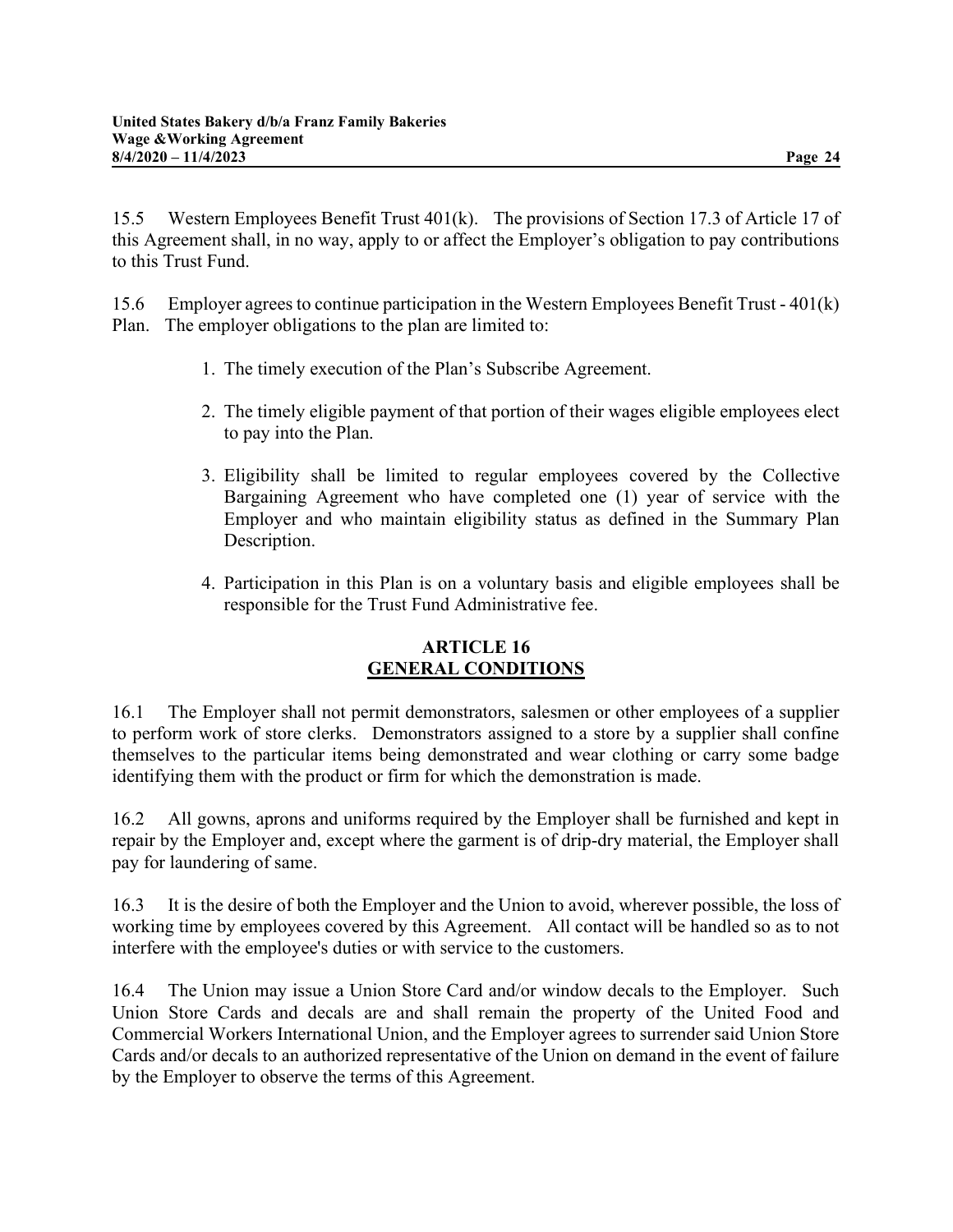15.5 Western Employees Benefit Trust 401(k). The provisions of Section 17.3 of Article 17 of this Agreement shall, in no way, apply to or affect the Employer's obligation to pay contributions to this Trust Fund.

15.6 Employer agrees to continue participation in the Western Employees Benefit Trust - 401(k) Plan. The employer obligations to the plan are limited to:

1. The timely execution of the Plan's Subscribe Agreement.
2. The timely eligible payment of that portion of their wages eligible employees elect to pay into the Plan.
3. Eligibility shall be limited to regular employees covered by the Collective Bargaining Agreement who have completed one (1) year of service with the Employer and who maintain eligibility status as defined in the Summary Plan Description.
4. Participation in this Plan is on a voluntary basis and eligible employees shall be responsible for the Trust Fund Administrative fee.

## ARTICLE 16
## GENERAL CONDITIONS

16.1 The Employer shall not permit demonstrators, salesmen or other employees of a supplier to perform work of store clerks. Demonstrators assigned to a store by a supplier shall confine themselves to the particular items being demonstrated and wear clothing or carry some badge identifying them with the product or firm for which the demonstration is made.

16.2 All gowns, aprons and uniforms required by the Employer shall be furnished and kept in repair by the Employer and, except where the garment is of drip-dry material, the Employer shall pay for laundering of same.

16.3 It is the desire of both the Employer and the Union to avoid, wherever possible, the loss of working time by employees covered by this Agreement. All contact will be handled so as to not interfere with the employee's duties or with service to the customers.

16.4 The Union may issue a Union Store Card and/or window decals to the Employer. Such Union Store Cards and decals are and shall remain the property of the United Food and Commercial Workers International Union, and the Employer agrees to surrender said Union Store Cards and/or decals to an authorized representative of the Union on demand in the event of failure by the Employer to observe the terms of this Agreement.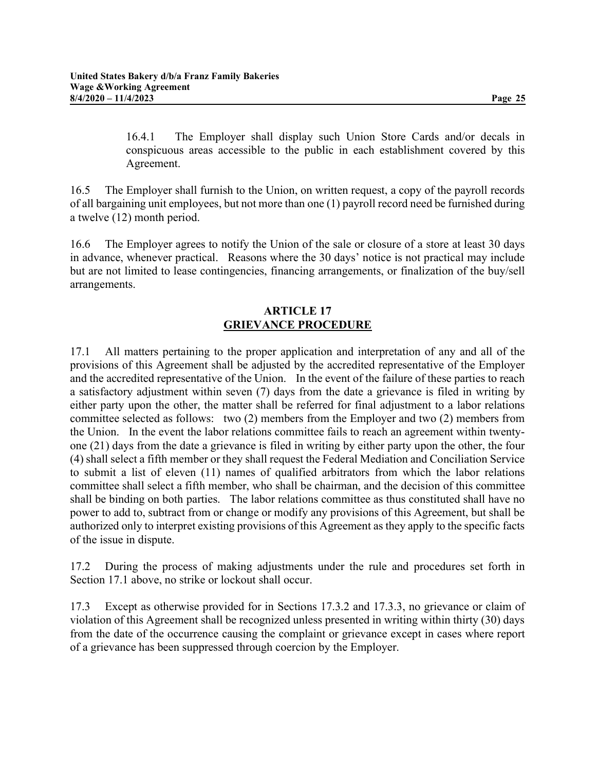16.4.1 The Employer shall display such Union Store Cards and/or decals in conspicuous areas accessible to the public in each establishment covered by this Agreement.

16.5 The Employer shall furnish to the Union, on written request, a copy of the payroll records of all bargaining unit employees, but not more than one (1) payroll record need be furnished during a twelve (12) month period.

16.6 The Employer agrees to notify the Union of the sale or closure of a store at least 30 days in advance, whenever practical. Reasons where the 30 days' notice is not practical may include but are not limited to lease contingencies, financing arrangements, or finalization of the buy/sell arrangements.

## ARTICLE 17
## GRIEVANCE PROCEDURE

17.1 All matters pertaining to the proper application and interpretation of any and all of the provisions of this Agreement shall be adjusted by the accredited representative of the Employer and the accredited representative of the Union. In the event of the failure of these parties to reach a satisfactory adjustment within seven (7) days from the date a grievance is filed in writing by either party upon the other, the matter shall be referred for final adjustment to a labor relations committee selected as follows: two (2) members from the Employer and two (2) members from the Union. In the event the labor relations committee fails to reach an agreement within twenty-one (21) days from the date a grievance is filed in writing by either party upon the other, the four (4) shall select a fifth member or they shall request the Federal Mediation and Conciliation Service to submit a list of eleven (11) names of qualified arbitrators from which the labor relations committee shall select a fifth member, who shall be chairman, and the decision of this committee shall be binding on both parties. The labor relations committee as thus constituted shall have no power to add to, subtract from or change or modify any provisions of this Agreement, but shall be authorized only to interpret existing provisions of this Agreement as they apply to the specific facts of the issue in dispute.

17.2 During the process of making adjustments under the rule and procedures set forth in Section 17.1 above, no strike or lockout shall occur.

17.3 Except as otherwise provided for in Sections 17.3.2 and 17.3.3, no grievance or claim of violation of this Agreement shall be recognized unless presented in writing within thirty (30) days from the date of the occurrence causing the complaint or grievance except in cases where report of a grievance has been suppressed through coercion by the Employer.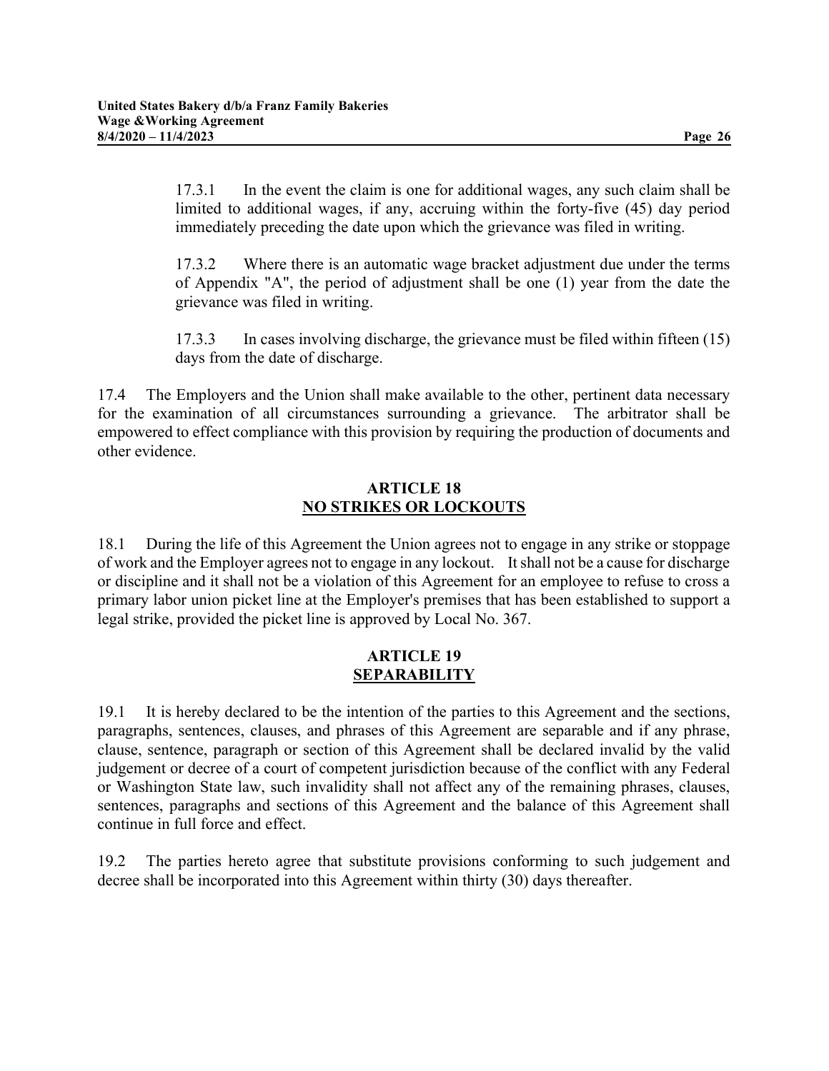17.3.1 In the event the claim is one for additional wages, any such claim shall be limited to additional wages, if any, accruing within the forty-five (45) day period immediately preceding the date upon which the grievance was filed in writing.

17.3.2 Where there is an automatic wage bracket adjustment due under the terms of Appendix "A", the period of adjustment shall be one (1) year from the date the grievance was filed in writing.

17.3.3 In cases involving discharge, the grievance must be filed within fifteen (15) days from the date of discharge.

17.4 The Employers and the Union shall make available to the other, pertinent data necessary for the examination of all circumstances surrounding a grievance. The arbitrator shall be empowered to effect compliance with this provision by requiring the production of documents and other evidence.

## ARTICLE 18
## NO STRIKES OR LOCKOUTS

18.1 During the life of this Agreement the Union agrees not to engage in any strike or stoppage of work and the Employer agrees not to engage in any lockout. It shall not be a cause for discharge or discipline and it shall not be a violation of this Agreement for an employee to refuse to cross a primary labor union picket line at the Employer's premises that has been established to support a legal strike, provided the picket line is approved by Local No. 367.

## ARTICLE 19
## SEPARABILITY

19.1 It is hereby declared to be the intention of the parties to this Agreement and the sections, paragraphs, sentences, clauses, and phrases of this Agreement are separable and if any phrase, clause, sentence, paragraph or section of this Agreement shall be declared invalid by the valid judgement or decree of a court of competent jurisdiction because of the conflict with any Federal or Washington State law, such invalidity shall not affect any of the remaining phrases, clauses, sentences, paragraphs and sections of this Agreement and the balance of this Agreement shall continue in full force and effect.

19.2 The parties hereto agree that substitute provisions conforming to such judgement and decree shall be incorporated into this Agreement within thirty (30) days thereafter.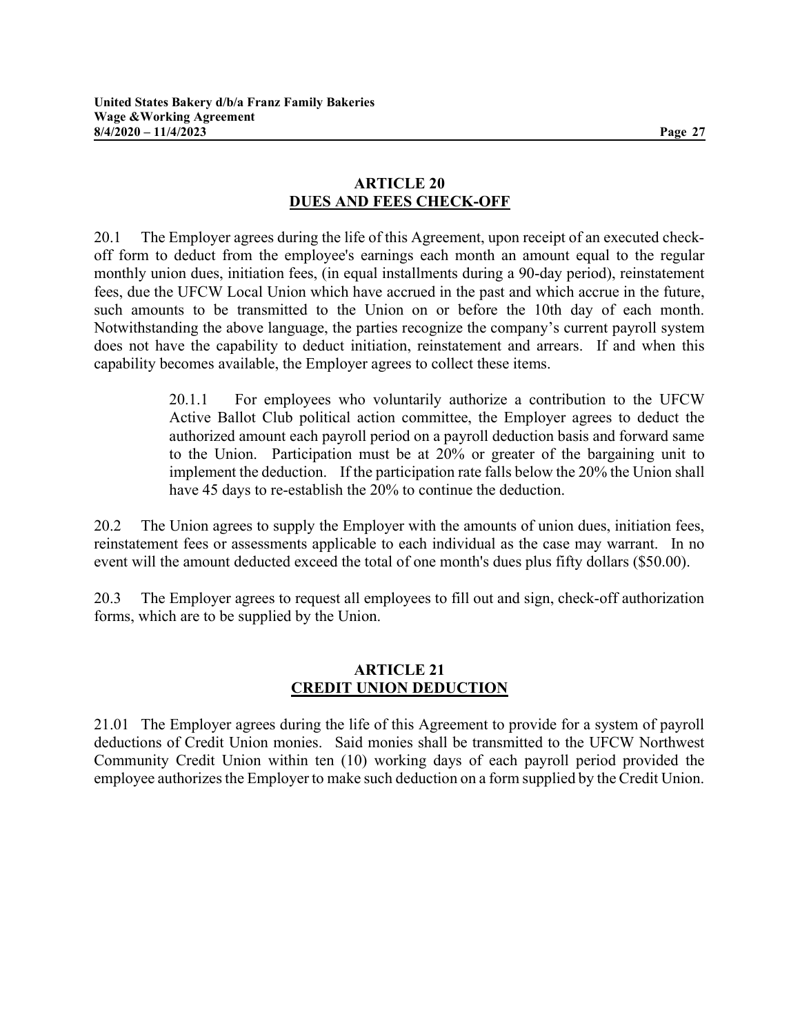## ARTICLE 20
## DUES AND FEES CHECK-OFF

20.1 The Employer agrees during the life of this Agreement, upon receipt of an executed check-off form to deduct from the employee's earnings each month an amount equal to the regular monthly union dues, initiation fees, (in equal installments during a 90-day period), reinstatement fees, due the UFCW Local Union which have accrued in the past and which accrue in the future, such amounts to be transmitted to the Union on or before the 10th day of each month. Notwithstanding the above language, the parties recognize the company's current payroll system does not have the capability to deduct initiation, reinstatement and arrears. If and when this capability becomes available, the Employer agrees to collect these items.

> 20.1.1 For employees who voluntarily authorize a contribution to the UFCW Active Ballot Club political action committee, the Employer agrees to deduct the authorized amount each payroll period on a payroll deduction basis and forward same to the Union. Participation must be at 20% or greater of the bargaining unit to implement the deduction. If the participation rate falls below the 20% the Union shall have 45 days to re-establish the 20% to continue the deduction.

20.2 The Union agrees to supply the Employer with the amounts of union dues, initiation fees, reinstatement fees or assessments applicable to each individual as the case may warrant. In no event will the amount deducted exceed the total of one month's dues plus fifty dollars ($50.00).

20.3 The Employer agrees to request all employees to fill out and sign, check-off authorization forms, which are to be supplied by the Union.

## ARTICLE 21
## CREDIT UNION DEDUCTION

21.01 The Employer agrees during the life of this Agreement to provide for a system of payroll deductions of Credit Union monies. Said monies shall be transmitted to the UFCW Northwest Community Credit Union within ten (10) working days of each payroll period provided the employee authorizes the Employer to make such deduction on a form supplied by the Credit Union.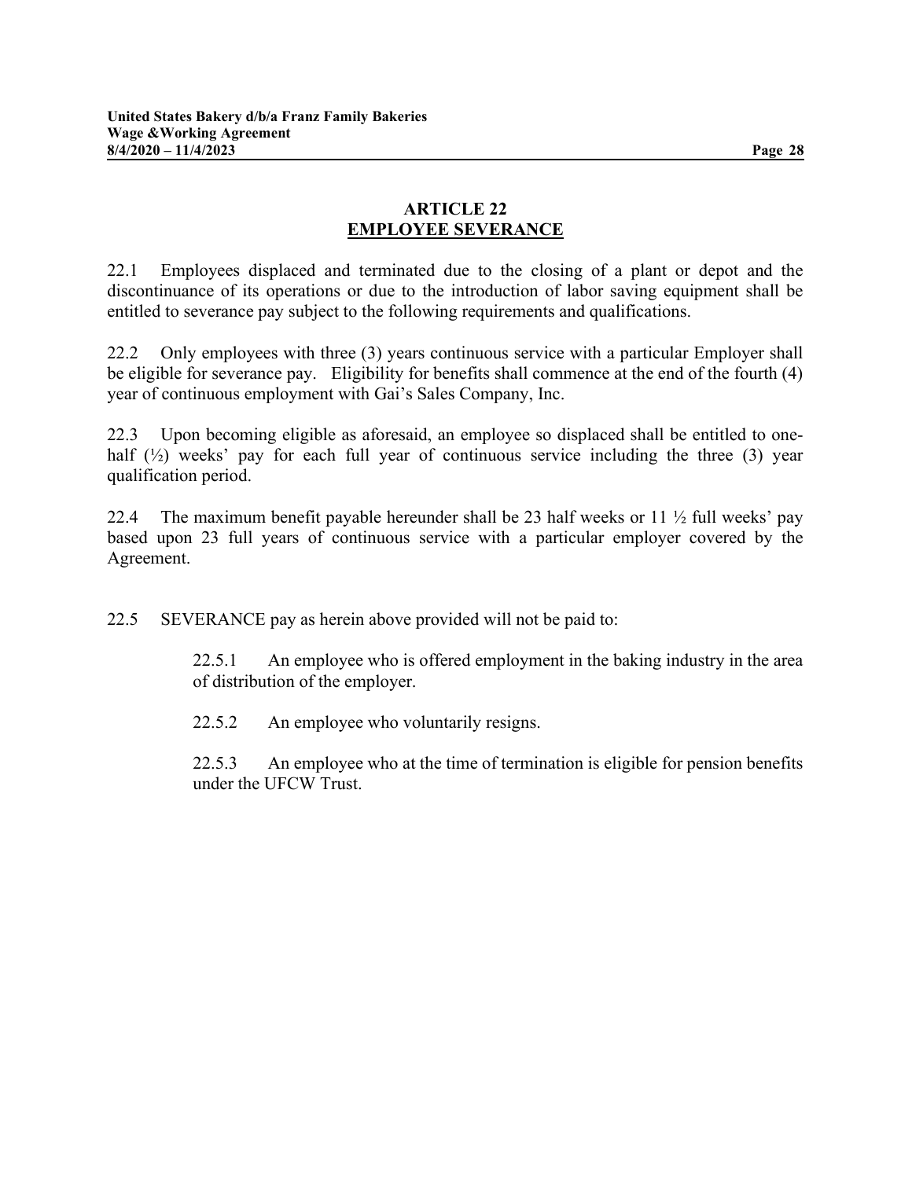# ARTICLE 22
## EMPLOYEE SEVERANCE

22.1 Employees displaced and terminated due to the closing of a plant or depot and the discontinuance of its operations or due to the introduction of labor saving equipment shall be entitled to severance pay subject to the following requirements and qualifications.

22.2 Only employees with three (3) years continuous service with a particular Employer shall be eligible for severance pay. Eligibility for benefits shall commence at the end of the fourth (4) year of continuous employment with Gai's Sales Company, Inc.

22.3 Upon becoming eligible as aforesaid, an employee so displaced shall be entitled to one-half (½) weeks' pay for each full year of continuous service including the three (3) year qualification period.

22.4 The maximum benefit payable hereunder shall be 23 half weeks or 11 ½ full weeks' pay based upon 23 full years of continuous service with a particular employer covered by the Agreement.

22.5 SEVERANCE pay as herein above provided will not be paid to:

> 22.5.1 An employee who is offered employment in the baking industry in the area of distribution of the employer.
>
> 22.5.2 An employee who voluntarily resigns.
>
> 22.5.3 An employee who at the time of termination is eligible for pension benefits under the UFCW Trust.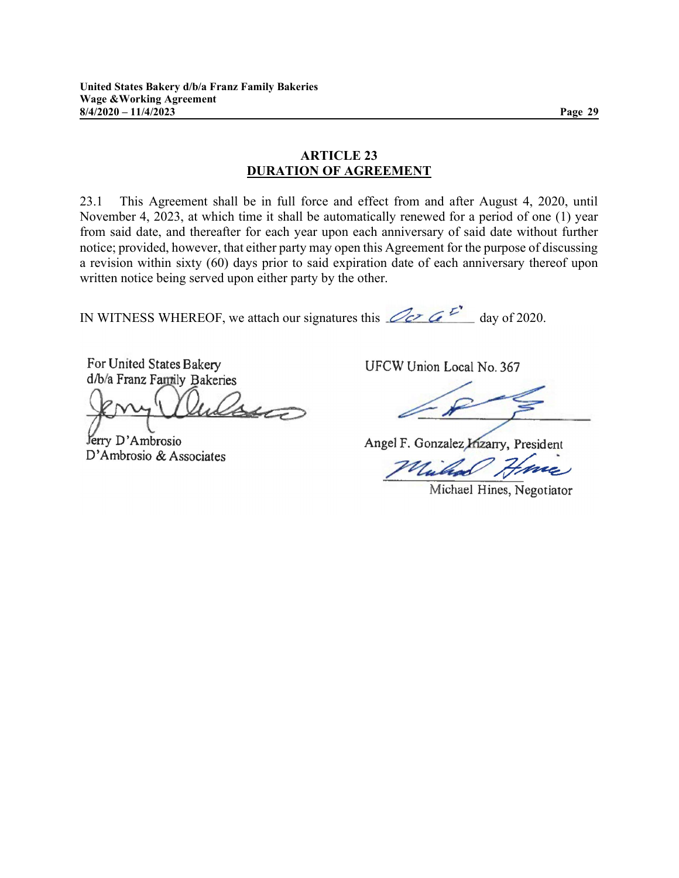## ARTICLE 23
## DURATION OF AGREEMENT

23.1 This Agreement shall be in full force and effect from and after August 4, 2020, until November 4, 2023, at which time it shall be automatically renewed for a period of one (1) year from said date, and thereafter for each year upon each anniversary of said date without further notice; provided, however, that either party may open this Agreement for the purpose of discussing a revision within sixty (60) days prior to said expiration date of each anniversary thereof upon written notice being served upon either party by the other.

IN WITNESS WHEREOF, we attach our signatures this Oct 6th day of 2020.

For United States Bakery
d/b/a Franz Family Bakeries

Jerry D'Ambrosio
D'Ambrosio & Associates

UFCW Union Local No. 367

Angel F. Gonzalez Irizarry, President

Michael Hines, Negotiator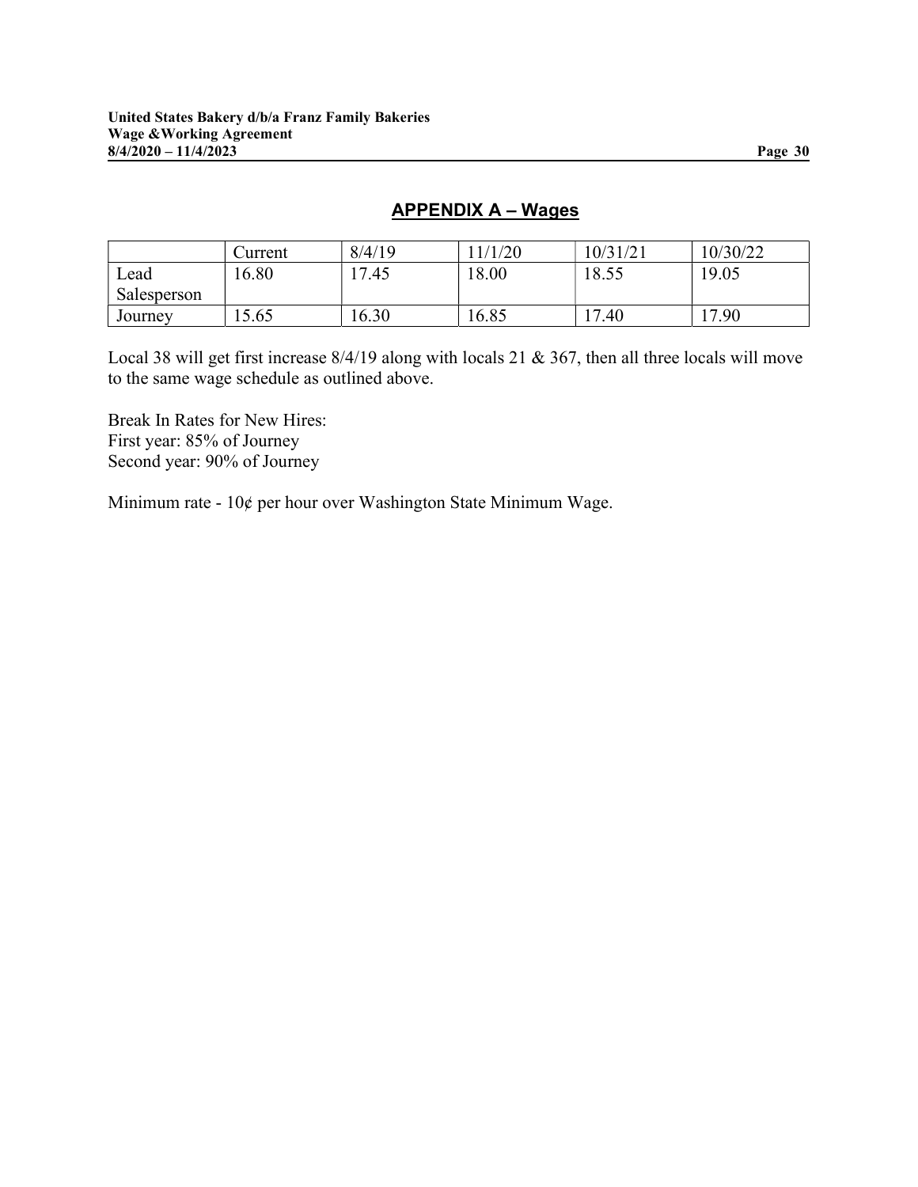## APPENDIX A – Wages

| | Current | 8/4/19 | 11/1/20 | 10/31/21 | 10/30/22 |
|---|---|---|---|---|---|
| Lead Salesperson | 16.80 | 17.45 | 18.00 | 18.55 | 19.05 |
| Journey | 15.65 | 16.30 | 16.85 | 17.40 | 17.90 |

Local 38 will get first increase 8/4/19 along with locals 21 & 367, then all three locals will move to the same wage schedule as outlined above.

Break In Rates for New Hires:
First year: 85% of Journey
Second year: 90% of Journey

Minimum rate - 10¢ per hour over Washington State Minimum Wage.